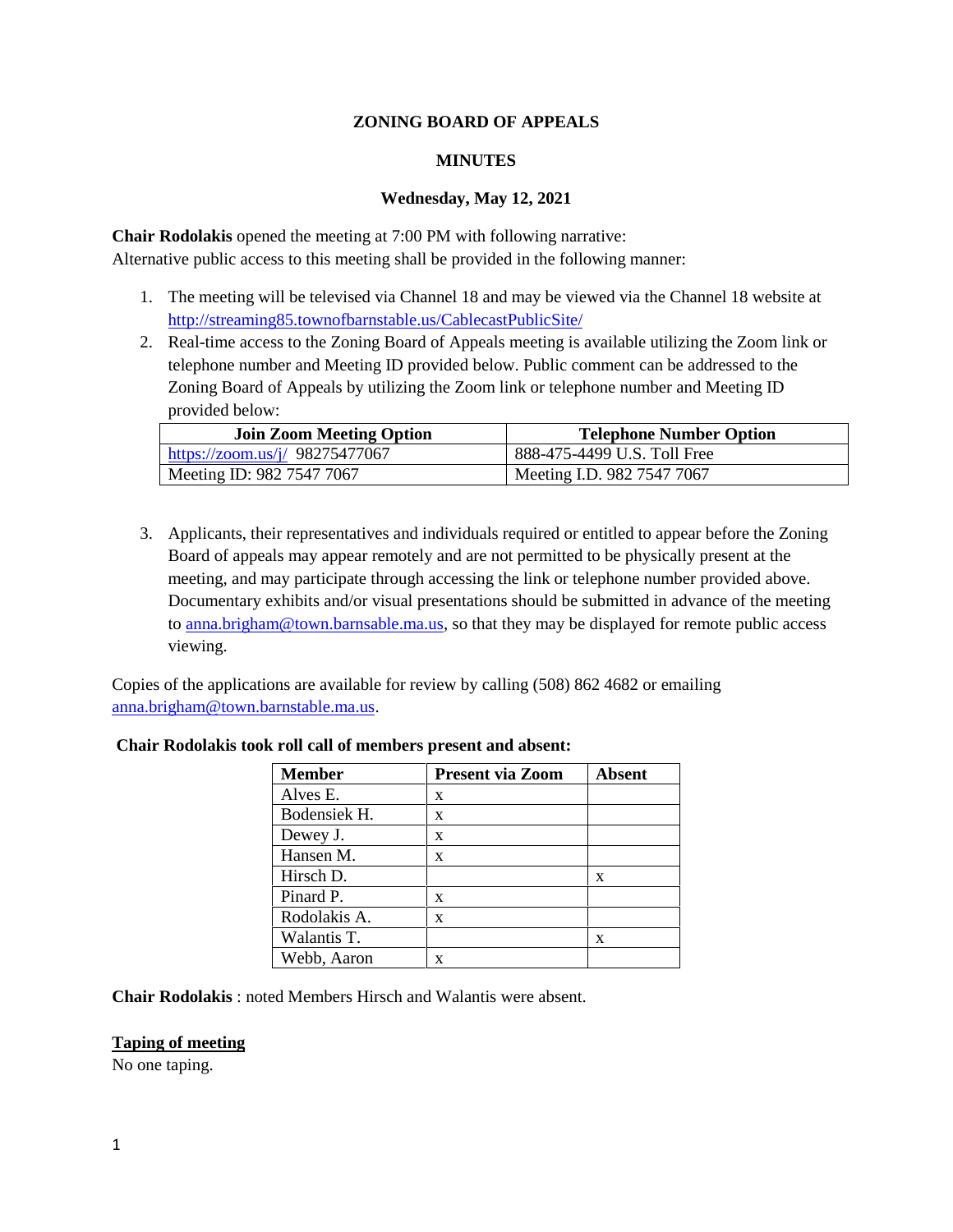**ZONING BOARD OF APPEALS**

**MINUTES**

**Wednesday, May 12, 2021**

**Chair Rodolakis** opened the meeting at 7:00 PM with following narrative:
Alternative public access to this meeting shall be provided in the following manner:

1. The meeting will be televised via Channel 18 and may be viewed via the Channel 18 website at http://streaming85.townofbarnstable.us/CablecastPublicSite/
2. Real-time access to the Zoning Board of Appeals meeting is available utilizing the Zoom link or telephone number and Meeting ID provided below. Public comment can be addressed to the Zoning Board of Appeals by utilizing the Zoom link or telephone number and Meeting ID provided below:

| Join Zoom Meeting Option | Telephone Number Option |
|---|---|
| https://zoom.us/j/ 98275477067 | 888-475-4499 U.S. Toll Free |
| Meeting ID: 982 7547 7067 | Meeting I.D. 982 7547 7067 |

3. Applicants, their representatives and individuals required or entitled to appear before the Zoning Board of appeals may appear remotely and are not permitted to be physically present at the meeting, and may participate through accessing the link or telephone number provided above. Documentary exhibits and/or visual presentations should be submitted in advance of the meeting to anna.brigham@town.barnsable.ma.us, so that they may be displayed for remote public access viewing.

Copies of the applications are available for review by calling (508) 862 4682 or emailing anna.brigham@town.barnstable.ma.us.

**Chair Rodolakis took roll call of members present and absent:**

| Member | Present via Zoom | Absent |
|---|---|---|
| Alves E. | x | |
| Bodensiek H. | x | |
| Dewey J. | x | |
| Hansen M. | x | |
| Hirsch D. | | x |
| Pinard P. | x | |
| Rodolakis A. | x | |
| Walantis T. | | x |
| Webb, Aaron | x | |

**Chair Rodolakis** : noted Members Hirsch and Walantis were absent.

**Taping of meeting**

No one taping.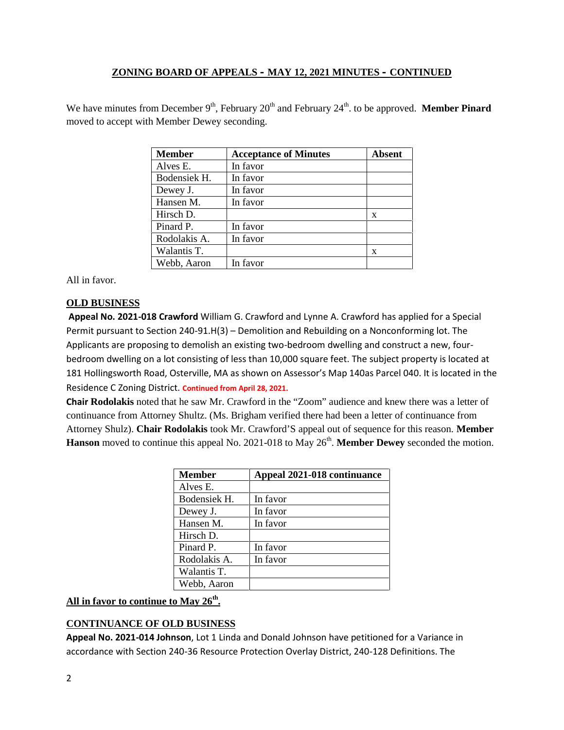## ZONING BOARD OF APPEALS - MAY 12, 2021 MINUTES - CONTINUED

We have minutes from December 9th, February 20th and February 24th. to be approved. **Member Pinard** moved to accept with Member Dewey seconding.

| Member | Acceptance of Minutes | Absent |
|---|---|---|
| Alves E. | In favor | |
| Bodensiek H. | In favor | |
| Dewey J. | In favor | |
| Hansen M. | In favor | |
| Hirsch D. | | x |
| Pinard P. | In favor | |
| Rodolakis A. | In favor | |
| Walantis T. | | x |
| Webb, Aaron | In favor | |

All in favor.

**OLD BUSINESS**

**Appeal No. 2021-018 Crawford** William G. Crawford and Lynne A. Crawford has applied for a Special Permit pursuant to Section 240-91.H(3) – Demolition and Rebuilding on a Nonconforming lot. The Applicants are proposing to demolish an existing two-bedroom dwelling and construct a new, four-bedroom dwelling on a lot consisting of less than 10,000 square feet. The subject property is located at 181 Hollingsworth Road, Osterville, MA as shown on Assessor's Map 140as Parcel 040. It is located in the Residence C Zoning District. **Continued from April 28, 2021.**

**Chair Rodolakis** noted that he saw Mr. Crawford in the "Zoom" audience and knew there was a letter of continuance from Attorney Shultz. (Ms. Brigham verified there had been a letter of continuance from Attorney Shulz). **Chair Rodolakis** took Mr. Crawford'S appeal out of sequence for this reason. **Member Hanson** moved to continue this appeal No. 2021-018 to May 26th. **Member Dewey** seconded the motion.

| Member | Appeal 2021-018 continuance |
|---|---|
| Alves E. | |
| Bodensiek H. | In favor |
| Dewey J. | In favor |
| Hansen M. | In favor |
| Hirsch D. | |
| Pinard P. | In favor |
| Rodolakis A. | In favor |
| Walantis T. | |
| Webb, Aaron | |

**All in favor to continue to May 26th.**

**CONTINUANCE OF OLD BUSINESS**

**Appeal No. 2021-014 Johnson**, Lot 1 Linda and Donald Johnson have petitioned for a Variance in accordance with Section 240-36 Resource Protection Overlay District, 240-128 Definitions. The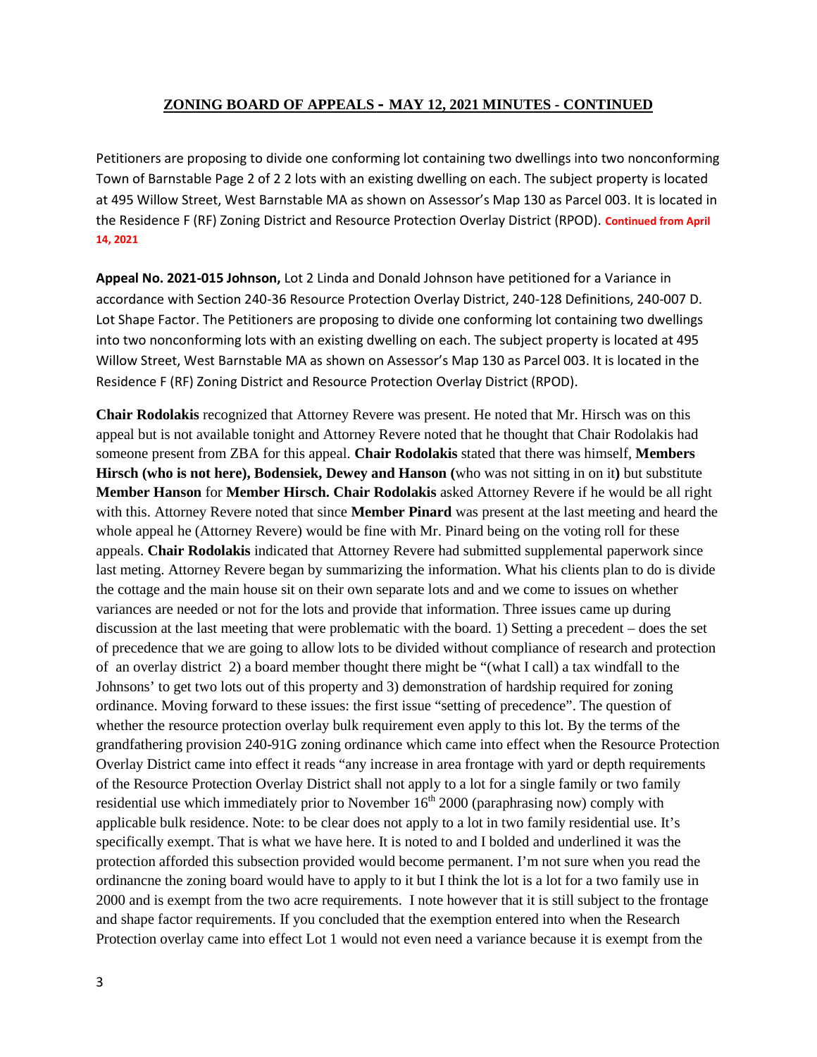## ZONING BOARD OF APPEALS - MAY 12, 2021 MINUTES - CONTINUED

Petitioners are proposing to divide one conforming lot containing two dwellings into two nonconforming Town of Barnstable Page 2 of 2 2 lots with an existing dwelling on each. The subject property is located at 495 Willow Street, West Barnstable MA as shown on Assessor's Map 130 as Parcel 003. It is located in the Residence F (RF) Zoning District and Resource Protection Overlay District (RPOD). **Continued from April 14, 2021**

**Appeal No. 2021-015 Johnson,** Lot 2 Linda and Donald Johnson have petitioned for a Variance in accordance with Section 240-36 Resource Protection Overlay District, 240-128 Definitions, 240-007 D. Lot Shape Factor. The Petitioners are proposing to divide one conforming lot containing two dwellings into two nonconforming lots with an existing dwelling on each. The subject property is located at 495 Willow Street, West Barnstable MA as shown on Assessor's Map 130 as Parcel 003. It is located in the Residence F (RF) Zoning District and Resource Protection Overlay District (RPOD).

**Chair Rodolakis** recognized that Attorney Revere was present. He noted that Mr. Hirsch was on this appeal but is not available tonight and Attorney Revere noted that he thought that Chair Rodolakis had someone present from ZBA for this appeal. **Chair Rodolakis** stated that there was himself, **Members Hirsch (who is not here), Bodensiek, Dewey and Hanson (**who was not sitting in on it**)** but substitute **Member Hanson** for **Member Hirsch. Chair Rodolakis** asked Attorney Revere if he would be all right with this. Attorney Revere noted that since **Member Pinard** was present at the last meeting and heard the whole appeal he (Attorney Revere) would be fine with Mr. Pinard being on the voting roll for these appeals. **Chair Rodolakis** indicated that Attorney Revere had submitted supplemental paperwork since last meting. Attorney Revere began by summarizing the information. What his clients plan to do is divide the cottage and the main house sit on their own separate lots and and we come to issues on whether variances are needed or not for the lots and provide that information. Three issues came up during discussion at the last meeting that were problematic with the board. 1) Setting a precedent – does the set of precedence that we are going to allow lots to be divided without compliance of research and protection of an overlay district 2) a board member thought there might be "(what I call) a tax windfall to the Johnsons' to get two lots out of this property and 3) demonstration of hardship required for zoning ordinance. Moving forward to these issues: the first issue "setting of precedence". The question of whether the resource protection overlay bulk requirement even apply to this lot. By the terms of the grandfathering provision 240-91G zoning ordinance which came into effect when the Resource Protection Overlay District came into effect it reads "any increase in area frontage with yard or depth requirements of the Resource Protection Overlay District shall not apply to a lot for a single family or two family residential use which immediately prior to November 16th 2000 (paraphrasing now) comply with applicable bulk residence. Note: to be clear does not apply to a lot in two family residential use. It's specifically exempt. That is what we have here. It is noted to and I bolded and underlined it was the protection afforded this subsection provided would become permanent. I'm not sure when you read the ordinancne the zoning board would have to apply to it but I think the lot is a lot for a two family use in 2000 and is exempt from the two acre requirements. I note however that it is still subject to the frontage and shape factor requirements. If you concluded that the exemption entered into when the Research Protection overlay came into effect Lot 1 would not even need a variance because it is exempt from the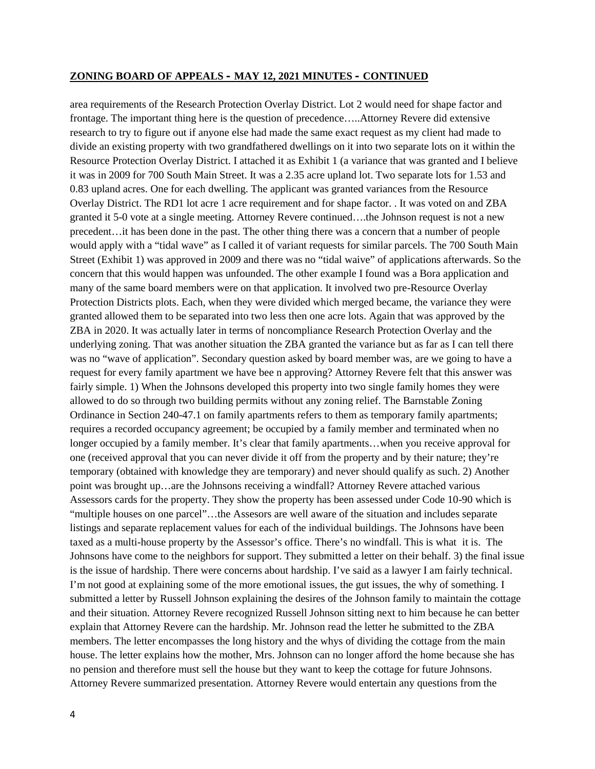**ZONING BOARD OF APPEALS - MAY 12, 2021 MINUTES - CONTINUED**

area requirements of the Research Protection Overlay District. Lot 2 would need for shape factor and frontage. The important thing here is the question of precedence…..Attorney Revere did extensive research to try to figure out if anyone else had made the same exact request as my client had made to divide an existing property with two grandfathered dwellings on it into two separate lots on it within the Resource Protection Overlay District. I attached it as Exhibit 1 (a variance that was granted and I believe it was in 2009 for 700 South Main Street. It was a 2.35 acre upland lot. Two separate lots for 1.53 and 0.83 upland acres. One for each dwelling. The applicant was granted variances from the Resource Overlay District. The RD1 lot acre 1 acre requirement and for shape factor. . It was voted on and ZBA granted it 5-0 vote at a single meeting. Attorney Revere continued….the Johnson request is not a new precedent…it has been done in the past. The other thing there was a concern that a number of people would apply with a "tidal wave" as I called it of variant requests for similar parcels. The 700 South Main Street (Exhibit 1) was approved in 2009 and there was no "tidal waive" of applications afterwards. So the concern that this would happen was unfounded. The other example I found was a Bora application and many of the same board members were on that application. It involved two pre-Resource Overlay Protection Districts plots. Each, when they were divided which merged became, the variance they were granted allowed them to be separated into two less then one acre lots. Again that was approved by the ZBA in 2020. It was actually later in terms of noncompliance Research Protection Overlay and the underlying zoning. That was another situation the ZBA granted the variance but as far as I can tell there was no "wave of application". Secondary question asked by board member was, are we going to have a request for every family apartment we have bee n approving? Attorney Revere felt that this answer was fairly simple. 1) When the Johnsons developed this property into two single family homes they were allowed to do so through two building permits without any zoning relief. The Barnstable Zoning Ordinance in Section 240-47.1 on family apartments refers to them as temporary family apartments; requires a recorded occupancy agreement; be occupied by a family member and terminated when no longer occupied by a family member. It's clear that family apartments…when you receive approval for one (received approval that you can never divide it off from the property and by their nature; they're temporary (obtained with knowledge they are temporary) and never should qualify as such. 2) Another point was brought up…are the Johnsons receiving a windfall? Attorney Revere attached various Assessors cards for the property. They show the property has been assessed under Code 10-90 which is "multiple houses on one parcel"…the Assesors are well aware of the situation and includes separate listings and separate replacement values for each of the individual buildings. The Johnsons have been taxed as a multi-house property by the Assessor's office. There's no windfall. This is what it is. The Johnsons have come to the neighbors for support. They submitted a letter on their behalf. 3) the final issue is the issue of hardship. There were concerns about hardship. I've said as a lawyer I am fairly technical. I'm not good at explaining some of the more emotional issues, the gut issues, the why of something. I submitted a letter by Russell Johnson explaining the desires of the Johnson family to maintain the cottage and their situation. Attorney Revere recognized Russell Johnson sitting next to him because he can better explain that Attorney Revere can the hardship. Mr. Johnson read the letter he submitted to the ZBA members. The letter encompasses the long history and the whys of dividing the cottage from the main house. The letter explains how the mother, Mrs. Johnson can no longer afford the home because she has no pension and therefore must sell the house but they want to keep the cottage for future Johnsons. Attorney Revere summarized presentation. Attorney Revere would entertain any questions from the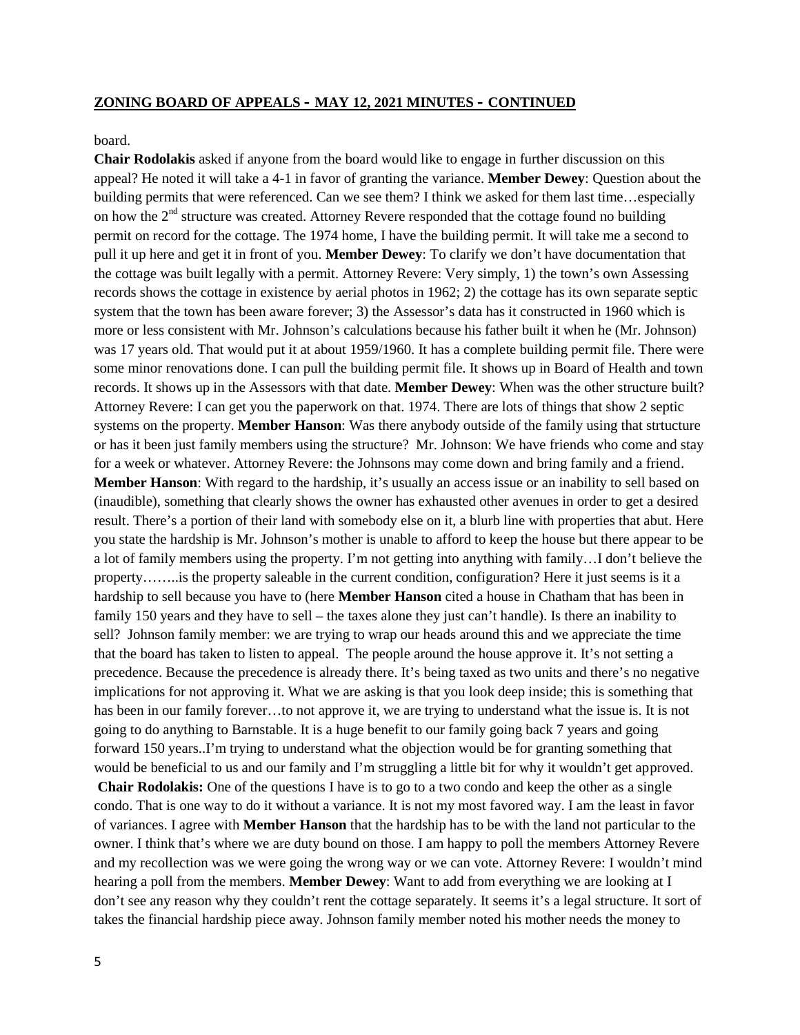board.

**Chair Rodolakis** asked if anyone from the board would like to engage in further discussion on this appeal? He noted it will take a 4-1 in favor of granting the variance. **Member Dewey**: Question about the building permits that were referenced. Can we see them? I think we asked for them last time…especially on how the 2nd structure was created. Attorney Revere responded that the cottage found no building permit on record for the cottage. The 1974 home, I have the building permit. It will take me a second to pull it up here and get it in front of you. **Member Dewey**: To clarify we don't have documentation that the cottage was built legally with a permit. Attorney Revere: Very simply, 1) the town's own Assessing records shows the cottage in existence by aerial photos in 1962; 2) the cottage has its own separate septic system that the town has been aware forever; 3) the Assessor's data has it constructed in 1960 which is more or less consistent with Mr. Johnson's calculations because his father built it when he (Mr. Johnson) was 17 years old. That would put it at about 1959/1960. It has a complete building permit file. There were some minor renovations done. I can pull the building permit file. It shows up in Board of Health and town records. It shows up in the Assessors with that date. **Member Dewey**: When was the other structure built? Attorney Revere: I can get you the paperwork on that. 1974. There are lots of things that show 2 septic systems on the property. **Member Hanson**: Was there anybody outside of the family using that srtructure or has it been just family members using the structure? Mr. Johnson: We have friends who come and stay for a week or whatever. Attorney Revere: the Johnsons may come down and bring family and a friend. **Member Hanson**: With regard to the hardship, it's usually an access issue or an inability to sell based on (inaudible), something that clearly shows the owner has exhausted other avenues in order to get a desired result. There's a portion of their land with somebody else on it, a blurb line with properties that abut. Here you state the hardship is Mr. Johnson's mother is unable to afford to keep the house but there appear to be a lot of family members using the property. I'm not getting into anything with family…I don't believe the property……..is the property saleable in the current condition, configuration? Here it just seems is it a hardship to sell because you have to (here **Member Hanson** cited a house in Chatham that has been in family 150 years and they have to sell – the taxes alone they just can't handle). Is there an inability to sell? Johnson family member: we are trying to wrap our heads around this and we appreciate the time that the board has taken to listen to appeal. The people around the house approve it. It's not setting a precedence. Because the precedence is already there. It's being taxed as two units and there's no negative implications for not approving it. What we are asking is that you look deep inside; this is something that has been in our family forever…to not approve it, we are trying to understand what the issue is. It is not going to do anything to Barnstable. It is a huge benefit to our family going back 7 years and going forward 150 years..I'm trying to understand what the objection would be for granting something that would be beneficial to us and our family and I'm struggling a little bit for why it wouldn't get approved.

**Chair Rodolakis:** One of the questions I have is to go to a two condo and keep the other as a single condo. That is one way to do it without a variance. It is not my most favored way. I am the least in favor of variances. I agree with **Member Hanson** that the hardship has to be with the land not particular to the owner. I think that's where we are duty bound on those. I am happy to poll the members Attorney Revere and my recollection was we were going the wrong way or we can vote. Attorney Revere: I wouldn't mind hearing a poll from the members. **Member Dewey**: Want to add from everything we are looking at I don't see any reason why they couldn't rent the cottage separately. It seems it's a legal structure. It sort of takes the financial hardship piece away. Johnson family member noted his mother needs the money to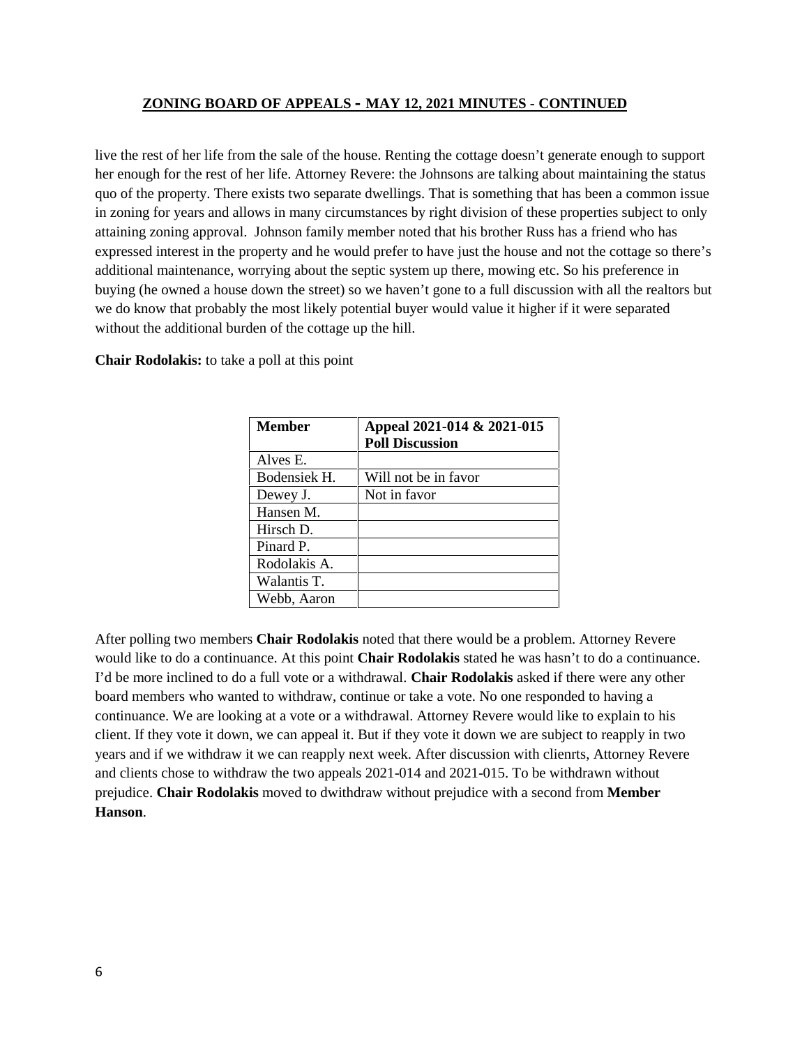## ZONING BOARD OF APPEALS - MAY 12, 2021 MINUTES - CONTINUED

live the rest of her life from the sale of the house. Renting the cottage doesn't generate enough to support her enough for the rest of her life. Attorney Revere: the Johnsons are talking about maintaining the status quo of the property. There exists two separate dwellings. That is something that has been a common issue in zoning for years and allows in many circumstances by right division of these properties subject to only attaining zoning approval. Johnson family member noted that his brother Russ has a friend who has expressed interest in the property and he would prefer to have just the house and not the cottage so there's additional maintenance, worrying about the septic system up there, mowing etc. So his preference in buying (he owned a house down the street) so we haven't gone to a full discussion with all the realtors but we do know that probably the most likely potential buyer would value it higher if it were separated without the additional burden of the cottage up the hill.

**Chair Rodolakis:** to take a poll at this point

| Member | Appeal 2021-014 & 2021-015 Poll Discussion |
|---|---|
| Alves E. | |
| Bodensiek H. | Will not be in favor |
| Dewey J. | Not in favor |
| Hansen M. | |
| Hirsch D. | |
| Pinard P. | |
| Rodolakis A. | |
| Walantis T. | |
| Webb, Aaron | |

After polling two members **Chair Rodolakis** noted that there would be a problem. Attorney Revere would like to do a continuance. At this point **Chair Rodolakis** stated he was hasn't to do a continuance. I'd be more inclined to do a full vote or a withdrawal. **Chair Rodolakis** asked if there were any other board members who wanted to withdraw, continue or take a vote. No one responded to having a continuance. We are looking at a vote or a withdrawal. Attorney Revere would like to explain to his client. If they vote it down, we can appeal it. But if they vote it down we are subject to reapply in two years and if we withdraw it we can reapply next week. After discussion with clienrts, Attorney Revere and clients chose to withdraw the two appeals 2021-014 and 2021-015. To be withdrawn without prejudice. **Chair Rodolakis** moved to dwithdraw without prejudice with a second from **Member Hanson**.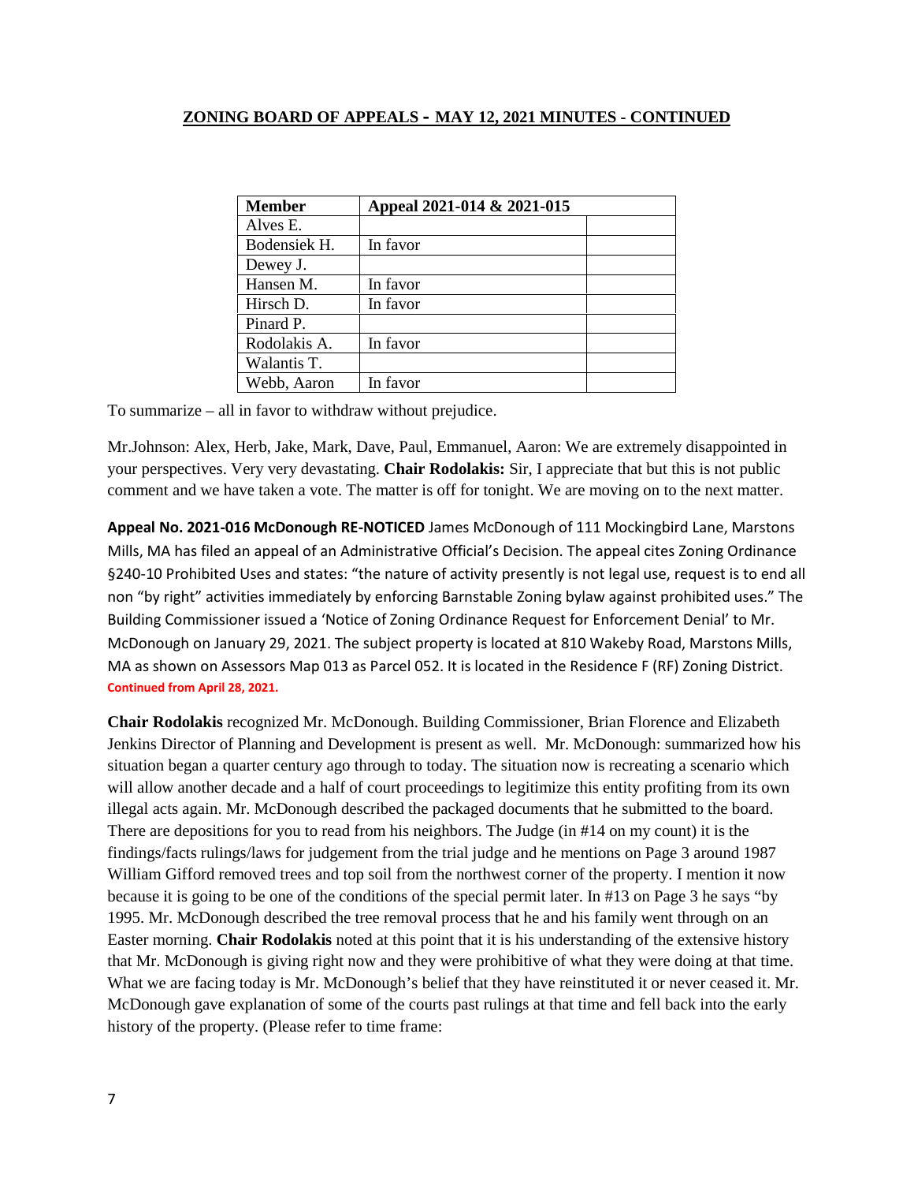**ZONING BOARD OF APPEALS - MAY 12, 2021 MINUTES - CONTINUED**

| Member | Appeal 2021-014 & 2021-015 | |
|---|---|---|
| Alves E. | | |
| Bodensiek H. | In favor | |
| Dewey J. | | |
| Hansen M. | In favor | |
| Hirsch D. | In favor | |
| Pinard P. | | |
| Rodolakis A. | In favor | |
| Walantis T. | | |
| Webb, Aaron | In favor | |

To summarize – all in favor to withdraw without prejudice.

Mr.Johnson: Alex, Herb, Jake, Mark, Dave, Paul, Emmanuel, Aaron: We are extremely disappointed in your perspectives. Very very devastating. **Chair Rodolakis:** Sir, I appreciate that but this is not public comment and we have taken a vote. The matter is off for tonight. We are moving on to the next matter.

**Appeal No. 2021-016 McDonough RE-NOTICED** James McDonough of 111 Mockingbird Lane, Marstons Mills, MA has filed an appeal of an Administrative Official's Decision. The appeal cites Zoning Ordinance §240-10 Prohibited Uses and states: "the nature of activity presently is not legal use, request is to end all non "by right" activities immediately by enforcing Barnstable Zoning bylaw against prohibited uses." The Building Commissioner issued a 'Notice of Zoning Ordinance Request for Enforcement Denial' to Mr. McDonough on January 29, 2021. The subject property is located at 810 Wakeby Road, Marstons Mills, MA as shown on Assessors Map 013 as Parcel 052. It is located in the Residence F (RF) Zoning District. **Continued from April 28, 2021.**

**Chair Rodolakis** recognized Mr. McDonough. Building Commissioner, Brian Florence and Elizabeth Jenkins Director of Planning and Development is present as well. Mr. McDonough: summarized how his situation began a quarter century ago through to today. The situation now is recreating a scenario which will allow another decade and a half of court proceedings to legitimize this entity profiting from its own illegal acts again. Mr. McDonough described the packaged documents that he submitted to the board. There are depositions for you to read from his neighbors. The Judge (in #14 on my count) it is the findings/facts rulings/laws for judgement from the trial judge and he mentions on Page 3 around 1987 William Gifford removed trees and top soil from the northwest corner of the property. I mention it now because it is going to be one of the conditions of the special permit later. In #13 on Page 3 he says "by 1995. Mr. McDonough described the tree removal process that he and his family went through on an Easter morning. **Chair Rodolakis** noted at this point that it is his understanding of the extensive history that Mr. McDonough is giving right now and they were prohibitive of what they were doing at that time. What we are facing today is Mr. McDonough's belief that they have reinstituted it or never ceased it. Mr. McDonough gave explanation of some of the courts past rulings at that time and fell back into the early history of the property. (Please refer to time frame: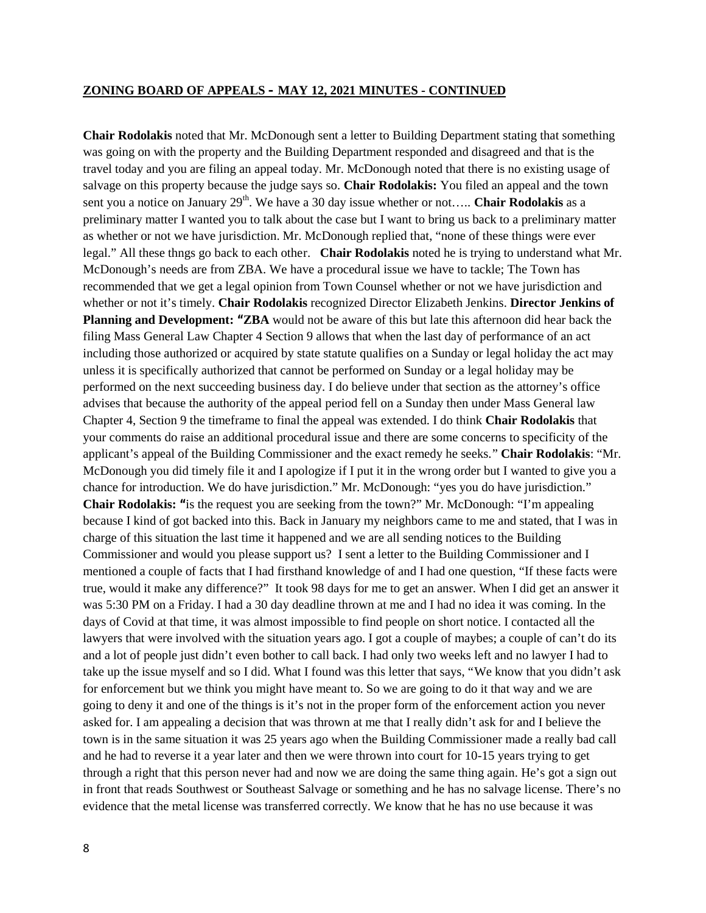**ZONING BOARD OF APPEALS - MAY 12, 2021 MINUTES - CONTINUED**

**Chair Rodolakis** noted that Mr. McDonough sent a letter to Building Department stating that something was going on with the property and the Building Department responded and disagreed and that is the travel today and you are filing an appeal today. Mr. McDonough noted that there is no existing usage of salvage on this property because the judge says so. **Chair Rodolakis:** You filed an appeal and the town sent you a notice on January 29th. We have a 30 day issue whether or not….. **Chair Rodolakis** as a preliminary matter I wanted you to talk about the case but I want to bring us back to a preliminary matter as whether or not we have jurisdiction. Mr. McDonough replied that, "none of these things were ever legal." All these thngs go back to each other. **Chair Rodolakis** noted he is trying to understand what Mr. McDonough's needs are from ZBA. We have a procedural issue we have to tackle; The Town has recommended that we get a legal opinion from Town Counsel whether or not we have jurisdiction and whether or not it's timely. **Chair Rodolakis** recognized Director Elizabeth Jenkins. **Director Jenkins of Planning and Development: "ZBA** would not be aware of this but late this afternoon did hear back the filing Mass General Law Chapter 4 Section 9 allows that when the last day of performance of an act including those authorized or acquired by state statute qualifies on a Sunday or legal holiday the act may unless it is specifically authorized that cannot be performed on Sunday or a legal holiday may be performed on the next succeeding business day. I do believe under that section as the attorney's office advises that because the authority of the appeal period fell on a Sunday then under Mass General law Chapter 4, Section 9 the timeframe to final the appeal was extended. I do think **Chair Rodolakis** that your comments do raise an additional procedural issue and there are some concerns to specificity of the applicant's appeal of the Building Commissioner and the exact remedy he seeks." **Chair Rodolakis**: "Mr. McDonough you did timely file it and I apologize if I put it in the wrong order but I wanted to give you a chance for introduction. We do have jurisdiction." Mr. McDonough: "yes you do have jurisdiction." **Chair Rodolakis: "**is the request you are seeking from the town?" Mr. McDonough: "I'm appealing because I kind of got backed into this. Back in January my neighbors came to me and stated, that I was in charge of this situation the last time it happened and we are all sending notices to the Building Commissioner and would you please support us? I sent a letter to the Building Commissioner and I mentioned a couple of facts that I had firsthand knowledge of and I had one question, "If these facts were true, would it make any difference?" It took 98 days for me to get an answer. When I did get an answer it was 5:30 PM on a Friday. I had a 30 day deadline thrown at me and I had no idea it was coming. In the days of Covid at that time, it was almost impossible to find people on short notice. I contacted all the lawyers that were involved with the situation years ago. I got a couple of maybes; a couple of can't do its and a lot of people just didn't even bother to call back. I had only two weeks left and no lawyer I had to take up the issue myself and so I did. What I found was this letter that says, "We know that you didn't ask for enforcement but we think you might have meant to. So we are going to do it that way and we are going to deny it and one of the things is it's not in the proper form of the enforcement action you never asked for. I am appealing a decision that was thrown at me that I really didn't ask for and I believe the town is in the same situation it was 25 years ago when the Building Commissioner made a really bad call and he had to reverse it a year later and then we were thrown into court for 10-15 years trying to get through a right that this person never had and now we are doing the same thing again. He's got a sign out in front that reads Southwest or Southeast Salvage or something and he has no salvage license. There's no evidence that the metal license was transferred correctly. We know that he has no use because it was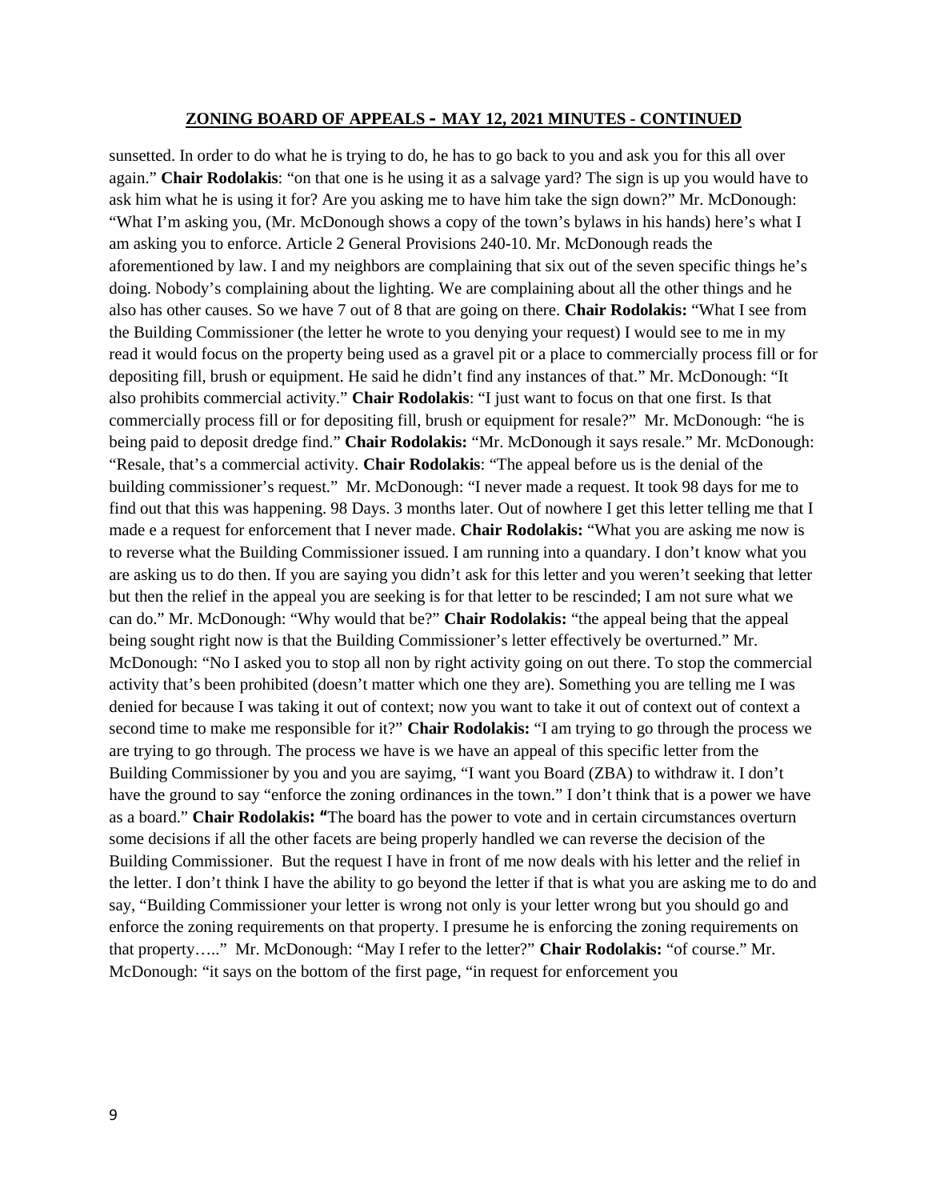sunsetted. In order to do what he is trying to do, he has to go back to you and ask you for this all over again." **Chair Rodolakis**: "on that one is he using it as a salvage yard? The sign is up you would have to ask him what he is using it for? Are you asking me to have him take the sign down?" Mr. McDonough: "What I'm asking you, (Mr. McDonough shows a copy of the town's bylaws in his hands) here's what I am asking you to enforce. Article 2 General Provisions 240-10. Mr. McDonough reads the aforementioned by law. I and my neighbors are complaining that six out of the seven specific things he's doing. Nobody's complaining about the lighting. We are complaining about all the other things and he also has other causes. So we have 7 out of 8 that are going on there. **Chair Rodolakis:** "What I see from the Building Commissioner (the letter he wrote to you denying your request) I would see to me in my read it would focus on the property being used as a gravel pit or a place to commercially process fill or for depositing fill, brush or equipment. He said he didn't find any instances of that." Mr. McDonough: "It also prohibits commercial activity." **Chair Rodolakis**: "I just want to focus on that one first. Is that commercially process fill or for depositing fill, brush or equipment for resale?" Mr. McDonough: "he is being paid to deposit dredge find." **Chair Rodolakis:** "Mr. McDonough it says resale." Mr. McDonough: "Resale, that's a commercial activity. **Chair Rodolakis**: "The appeal before us is the denial of the building commissioner's request." Mr. McDonough: "I never made a request. It took 98 days for me to find out that this was happening. 98 Days. 3 months later. Out of nowhere I get this letter telling me that I made e a request for enforcement that I never made. **Chair Rodolakis:** "What you are asking me now is to reverse what the Building Commissioner issued. I am running into a quandary. I don't know what you are asking us to do then. If you are saying you didn't ask for this letter and you weren't seeking that letter but then the relief in the appeal you are seeking is for that letter to be rescinded; I am not sure what we can do." Mr. McDonough: "Why would that be?" **Chair Rodolakis:** "the appeal being that the appeal being sought right now is that the Building Commissioner's letter effectively be overturned." Mr. McDonough: "No I asked you to stop all non by right activity going on out there. To stop the commercial activity that's been prohibited (doesn't matter which one they are). Something you are telling me I was denied for because I was taking it out of context; now you want to take it out of context out of context a second time to make me responsible for it?" **Chair Rodolakis:** "I am trying to go through the process we are trying to go through. The process we have is we have an appeal of this specific letter from the Building Commissioner by you and you are sayimg, "I want you Board (ZBA) to withdraw it. I don't have the ground to say "enforce the zoning ordinances in the town." I don't think that is a power we have as a board." **Chair Rodolakis: "**The board has the power to vote and in certain circumstances overturn some decisions if all the other facets are being properly handled we can reverse the decision of the Building Commissioner. But the request I have in front of me now deals with his letter and the relief in the letter. I don't think I have the ability to go beyond the letter if that is what you are asking me to do and say, "Building Commissioner your letter is wrong not only is your letter wrong but you should go and enforce the zoning requirements on that property. I presume he is enforcing the zoning requirements on that property….." Mr. McDonough: "May I refer to the letter?" **Chair Rodolakis:** "of course." Mr. McDonough: "it says on the bottom of the first page, "in request for enforcement you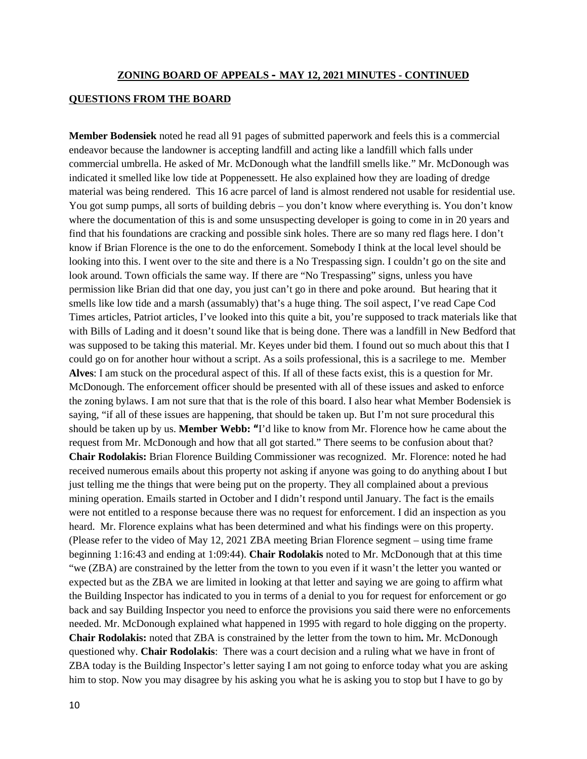## ZONING BOARD OF APPEALS - MAY 12, 2021 MINUTES - CONTINUED

### QUESTIONS FROM THE BOARD

**Member Bodensiek** noted he read all 91 pages of submitted paperwork and feels this is a commercial endeavor because the landowner is accepting landfill and acting like a landfill which falls under commercial umbrella. He asked of Mr. McDonough what the landfill smells like." Mr. McDonough was indicated it smelled like low tide at Poppenessett. He also explained how they are loading of dredge material was being rendered. This 16 acre parcel of land is almost rendered not usable for residential use. You got sump pumps, all sorts of building debris – you don't know where everything is. You don't know where the documentation of this is and some unsuspecting developer is going to come in in 20 years and find that his foundations are cracking and possible sink holes. There are so many red flags here. I don't know if Brian Florence is the one to do the enforcement. Somebody I think at the local level should be looking into this. I went over to the site and there is a No Trespassing sign. I couldn't go on the site and look around. Town officials the same way. If there are "No Trespassing" signs, unless you have permission like Brian did that one day, you just can't go in there and poke around. But hearing that it smells like low tide and a marsh (assumably) that's a huge thing. The soil aspect, I've read Cape Cod Times articles, Patriot articles, I've looked into this quite a bit, you're supposed to track materials like that with Bills of Lading and it doesn't sound like that is being done. There was a landfill in New Bedford that was supposed to be taking this material. Mr. Keyes under bid them. I found out so much about this that I could go on for another hour without a script. As a soils professional, this is a sacrilege to me. Member **Alves**: I am stuck on the procedural aspect of this. If all of these facts exist, this is a question for Mr. McDonough. The enforcement officer should be presented with all of these issues and asked to enforce the zoning bylaws. I am not sure that that is the role of this board. I also hear what Member Bodensiek is saying, "if all of these issues are happening, that should be taken up. But I'm not sure procedural this should be taken up by us. **Member Webb: "**I'd like to know from Mr. Florence how he came about the request from Mr. McDonough and how that all got started." There seems to be confusion about that? **Chair Rodolakis:** Brian Florence Building Commissioner was recognized. Mr. Florence: noted he had received numerous emails about this property not asking if anyone was going to do anything about I but just telling me the things that were being put on the property. They all complained about a previous mining operation. Emails started in October and I didn't respond until January. The fact is the emails were not entitled to a response because there was no request for enforcement. I did an inspection as you heard. Mr. Florence explains what has been determined and what his findings were on this property. (Please refer to the video of May 12, 2021 ZBA meeting Brian Florence segment – using time frame beginning 1:16:43 and ending at 1:09:44). **Chair Rodolakis** noted to Mr. McDonough that at this time "we (ZBA) are constrained by the letter from the town to you even if it wasn't the letter you wanted or expected but as the ZBA we are limited in looking at that letter and saying we are going to affirm what the Building Inspector has indicated to you in terms of a denial to you for request for enforcement or go back and say Building Inspector you need to enforce the provisions you said there were no enforcements needed. Mr. McDonough explained what happened in 1995 with regard to hole digging on the property. **Chair Rodolakis:** noted that ZBA is constrained by the letter from the town to him**.** Mr. McDonough questioned why. **Chair Rodolakis**: There was a court decision and a ruling what we have in front of ZBA today is the Building Inspector's letter saying I am not going to enforce today what you are asking him to stop. Now you may disagree by his asking you what he is asking you to stop but I have to go by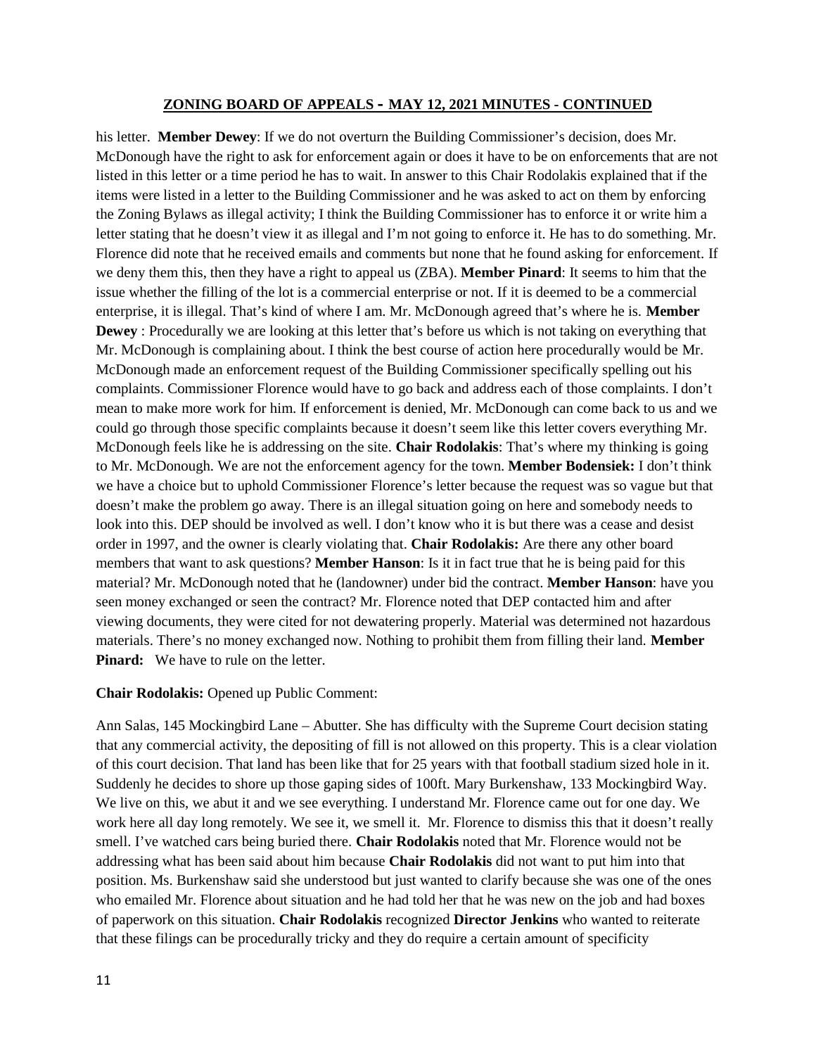**ZONING BOARD OF APPEALS - MAY 12, 2021 MINUTES - CONTINUED**

his letter. **Member Dewey**: If we do not overturn the Building Commissioner's decision, does Mr. McDonough have the right to ask for enforcement again or does it have to be on enforcements that are not listed in this letter or a time period he has to wait. In answer to this Chair Rodolakis explained that if the items were listed in a letter to the Building Commissioner and he was asked to act on them by enforcing the Zoning Bylaws as illegal activity; I think the Building Commissioner has to enforce it or write him a letter stating that he doesn't view it as illegal and I'm not going to enforce it. He has to do something. Mr. Florence did note that he received emails and comments but none that he found asking for enforcement. If we deny them this, then they have a right to appeal us (ZBA). **Member Pinard**: It seems to him that the issue whether the filling of the lot is a commercial enterprise or not. If it is deemed to be a commercial enterprise, it is illegal. That's kind of where I am. Mr. McDonough agreed that's where he is. **Member Dewey** : Procedurally we are looking at this letter that's before us which is not taking on everything that Mr. McDonough is complaining about. I think the best course of action here procedurally would be Mr. McDonough made an enforcement request of the Building Commissioner specifically spelling out his complaints. Commissioner Florence would have to go back and address each of those complaints. I don't mean to make more work for him. If enforcement is denied, Mr. McDonough can come back to us and we could go through those specific complaints because it doesn't seem like this letter covers everything Mr. McDonough feels like he is addressing on the site. **Chair Rodolakis**: That's where my thinking is going to Mr. McDonough. We are not the enforcement agency for the town. **Member Bodensiek:** I don't think we have a choice but to uphold Commissioner Florence's letter because the request was so vague but that doesn't make the problem go away. There is an illegal situation going on here and somebody needs to look into this. DEP should be involved as well. I don't know who it is but there was a cease and desist order in 1997, and the owner is clearly violating that. **Chair Rodolakis:** Are there any other board members that want to ask questions? **Member Hanson**: Is it in fact true that he is being paid for this material? Mr. McDonough noted that he (landowner) under bid the contract. **Member Hanson**: have you seen money exchanged or seen the contract? Mr. Florence noted that DEP contacted him and after viewing documents, they were cited for not dewatering properly. Material was determined not hazardous materials. There's no money exchanged now. Nothing to prohibit them from filling their land. **Member Pinard:** We have to rule on the letter.

**Chair Rodolakis:** Opened up Public Comment:

Ann Salas, 145 Mockingbird Lane – Abutter. She has difficulty with the Supreme Court decision stating that any commercial activity, the depositing of fill is not allowed on this property. This is a clear violation of this court decision. That land has been like that for 25 years with that football stadium sized hole in it. Suddenly he decides to shore up those gaping sides of 100ft. Mary Burkenshaw, 133 Mockingbird Way. We live on this, we abut it and we see everything. I understand Mr. Florence came out for one day. We work here all day long remotely. We see it, we smell it. Mr. Florence to dismiss this that it doesn't really smell. I've watched cars being buried there. **Chair Rodolakis** noted that Mr. Florence would not be addressing what has been said about him because **Chair Rodolakis** did not want to put him into that position. Ms. Burkenshaw said she understood but just wanted to clarify because she was one of the ones who emailed Mr. Florence about situation and he had told her that he was new on the job and had boxes of paperwork on this situation. **Chair Rodolakis** recognized **Director Jenkins** who wanted to reiterate that these filings can be procedurally tricky and they do require a certain amount of specificity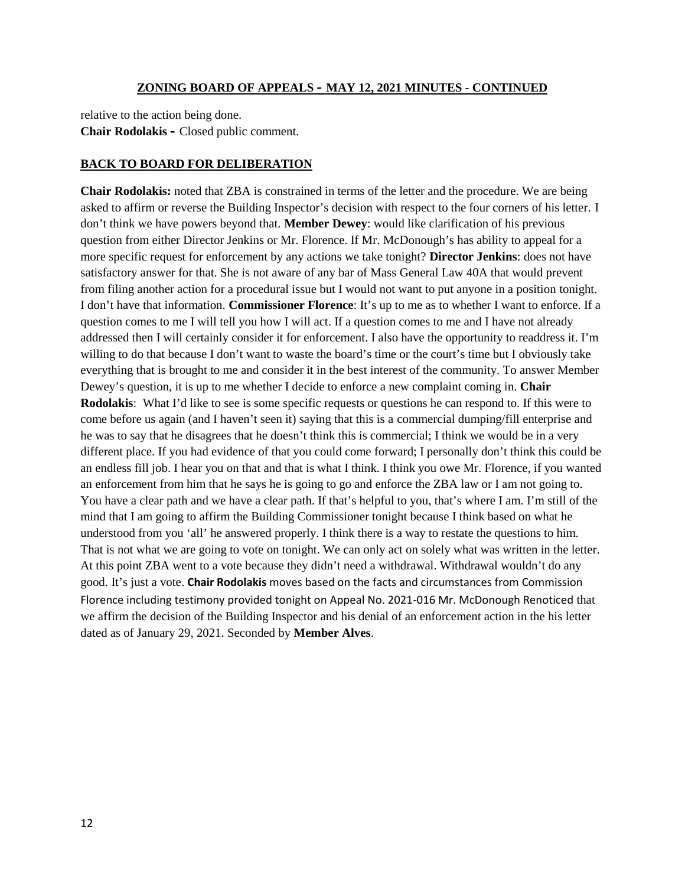relative to the action being done.
**Chair Rodolakis -** Closed public comment.

**BACK TO BOARD FOR DELIBERATION**

**Chair Rodolakis:** noted that ZBA is constrained in terms of the letter and the procedure. We are being asked to affirm or reverse the Building Inspector's decision with respect to the four corners of his letter. I don't think we have powers beyond that. **Member Dewey**: would like clarification of his previous question from either Director Jenkins or Mr. Florence. If Mr. McDonough's has ability to appeal for a more specific request for enforcement by any actions we take tonight? **Director Jenkins**: does not have satisfactory answer for that. She is not aware of any bar of Mass General Law 40A that would prevent from filing another action for a procedural issue but I would not want to put anyone in a position tonight. I don't have that information. **Commissioner Florence**: It's up to me as to whether I want to enforce. If a question comes to me I will tell you how I will act. If a question comes to me and I have not already addressed then I will certainly consider it for enforcement. I also have the opportunity to readdress it. I'm willing to do that because I don't want to waste the board's time or the court's time but I obviously take everything that is brought to me and consider it in the best interest of the community. To answer Member Dewey's question, it is up to me whether I decide to enforce a new complaint coming in. **Chair Rodolakis**: What I'd like to see is some specific requests or questions he can respond to. If this were to come before us again (and I haven't seen it) saying that this is a commercial dumping/fill enterprise and he was to say that he disagrees that he doesn't think this is commercial; I think we would be in a very different place. If you had evidence of that you could come forward; I personally don't think this could be an endless fill job. I hear you on that and that is what I think. I think you owe Mr. Florence, if you wanted an enforcement from him that he says he is going to go and enforce the ZBA law or I am not going to. You have a clear path and we have a clear path. If that's helpful to you, that's where I am. I'm still of the mind that I am going to affirm the Building Commissioner tonight because I think based on what he understood from you 'all' he answered properly. I think there is a way to restate the questions to him. That is not what we are going to vote on tonight. We can only act on solely what was written in the letter. At this point ZBA went to a vote because they didn't need a withdrawal. Withdrawal wouldn't do any good. It's just a vote. **Chair Rodolakis** moves based on the facts and circumstances from Commission Florence including testimony provided tonight on Appeal No. 2021-016 Mr. McDonough Renoticed that we affirm the decision of the Building Inspector and his denial of an enforcement action in the his letter dated as of January 29, 2021. Seconded by **Member Alves**.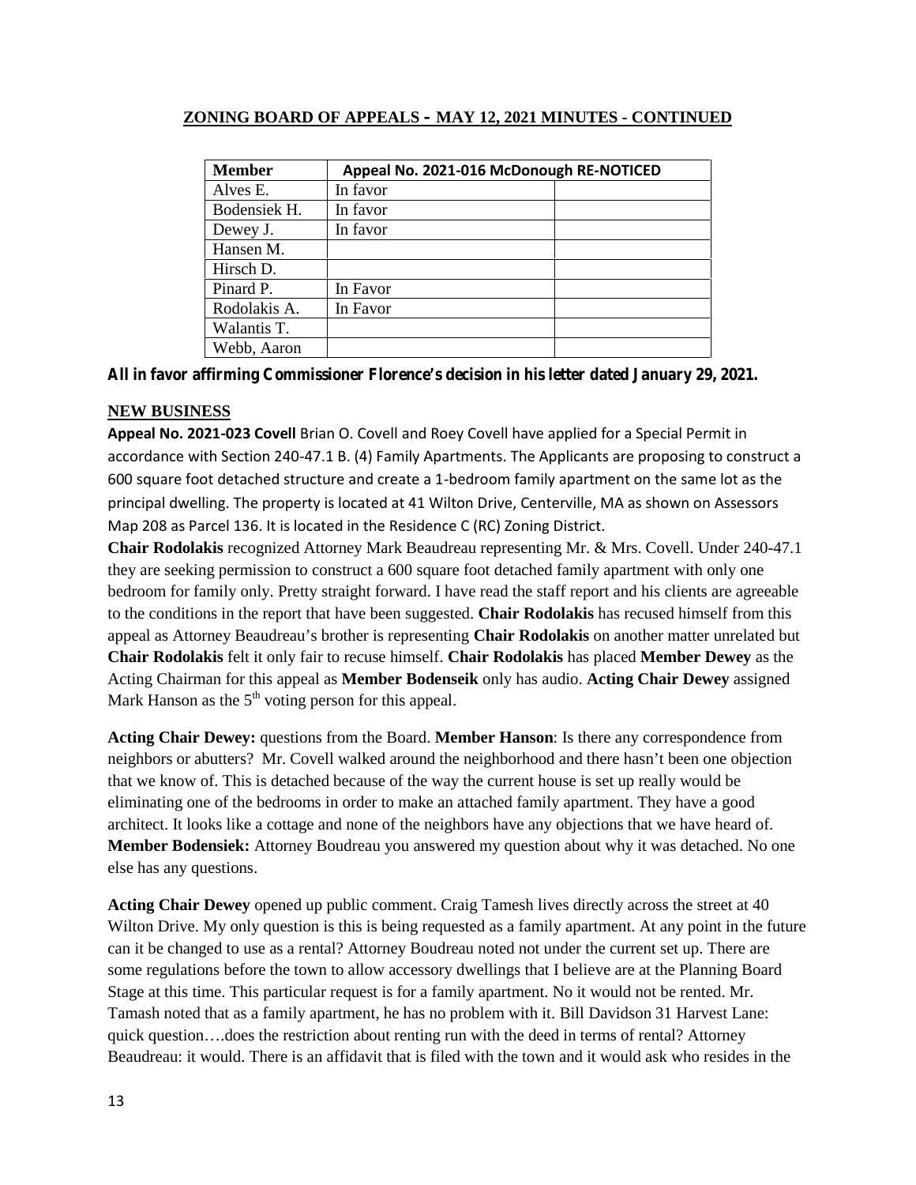## ZONING BOARD OF APPEALS - MAY 12, 2021 MINUTES - CONTINUED

| Member | Appeal No. 2021-016 McDonough RE-NOTICED | |
|---|---|---|
| Alves E. | In favor | |
| Bodensiek H. | In favor | |
| Dewey J. | In favor | |
| Hansen M. | | |
| Hirsch D. | | |
| Pinard P. | In Favor | |
| Rodolakis A. | In Favor | |
| Walantis T. | | |
| Webb, Aaron | | |

**All in favor affirming Commissioner Florence's decision in his letter dated January 29, 2021.**

**NEW BUSINESS**

**Appeal No. 2021-023 Covell** Brian O. Covell and Roey Covell have applied for a Special Permit in accordance with Section 240-47.1 B. (4) Family Apartments. The Applicants are proposing to construct a 600 square foot detached structure and create a 1-bedroom family apartment on the same lot as the principal dwelling. The property is located at 41 Wilton Drive, Centerville, MA as shown on Assessors Map 208 as Parcel 136. It is located in the Residence C (RC) Zoning District.

**Chair Rodolakis** recognized Attorney Mark Beaudreau representing Mr. & Mrs. Covell. Under 240-47.1 they are seeking permission to construct a 600 square foot detached family apartment with only one bedroom for family only. Pretty straight forward. I have read the staff report and his clients are agreeable to the conditions in the report that have been suggested. **Chair Rodolakis** has recused himself from this appeal as Attorney Beaudreau's brother is representing **Chair Rodolakis** on another matter unrelated but **Chair Rodolakis** felt it only fair to recuse himself. **Chair Rodolakis** has placed **Member Dewey** as the Acting Chairman for this appeal as **Member Bodenseik** only has audio. **Acting Chair Dewey** assigned Mark Hanson as the 5th voting person for this appeal.

**Acting Chair Dewey:** questions from the Board. **Member Hanson**: Is there any correspondence from neighbors or abutters? Mr. Covell walked around the neighborhood and there hasn't been one objection that we know of. This is detached because of the way the current house is set up really would be eliminating one of the bedrooms in order to make an attached family apartment. They have a good architect. It looks like a cottage and none of the neighbors have any objections that we have heard of. **Member Bodensiek:** Attorney Boudreau you answered my question about why it was detached. No one else has any questions.

**Acting Chair Dewey** opened up public comment. Craig Tamesh lives directly across the street at 40 Wilton Drive. My only question is this is being requested as a family apartment. At any point in the future can it be changed to use as a rental? Attorney Boudreau noted not under the current set up. There are some regulations before the town to allow accessory dwellings that I believe are at the Planning Board Stage at this time. This particular request is for a family apartment. No it would not be rented. Mr. Tamash noted that as a family apartment, he has no problem with it. Bill Davidson 31 Harvest Lane: quick question….does the restriction about renting run with the deed in terms of rental? Attorney Beaudreau: it would. There is an affidavit that is filed with the town and it would ask who resides in the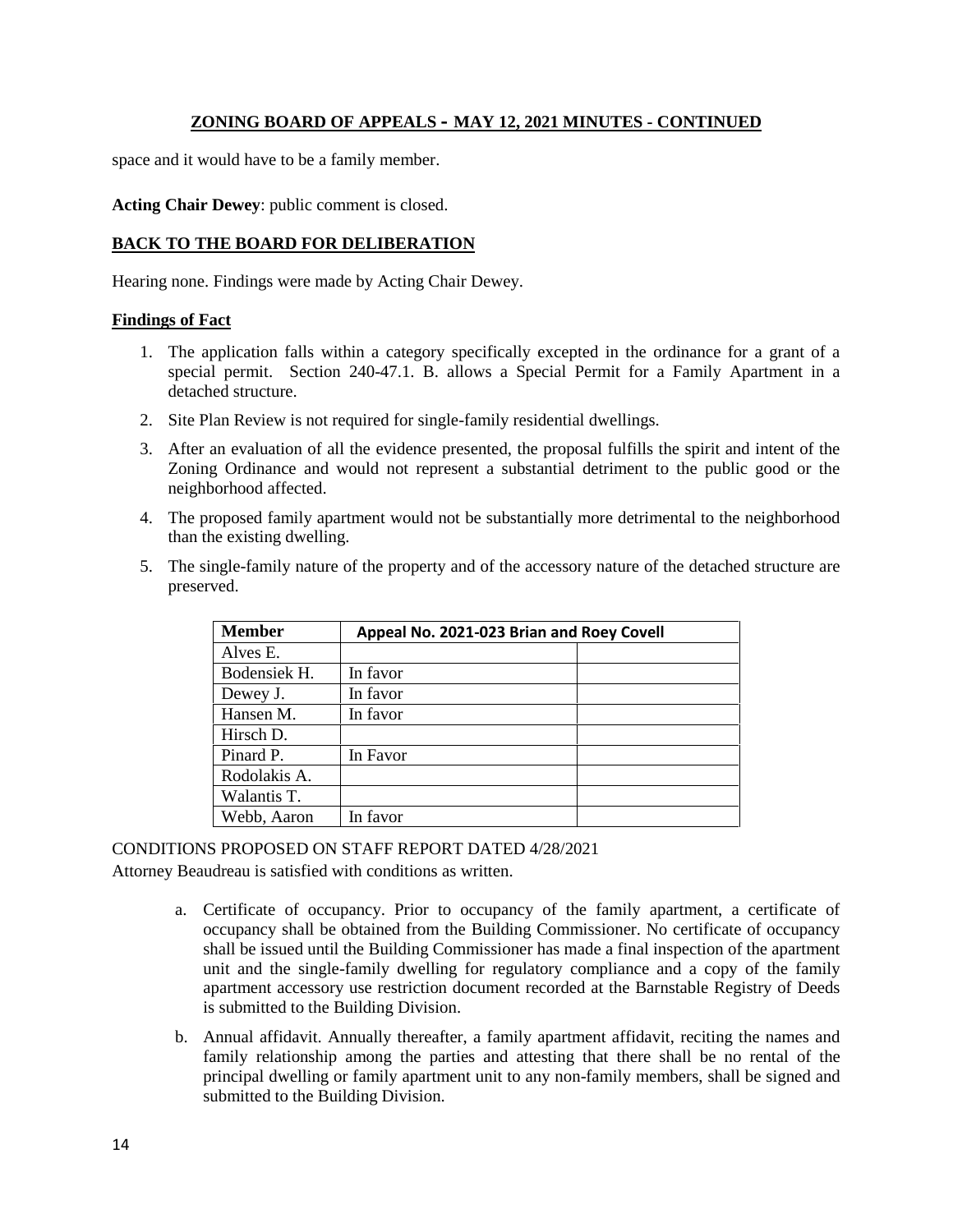## ZONING BOARD OF APPEALS - MAY 12, 2021 MINUTES - CONTINUED

space and it would have to be a family member.

**Acting Chair Dewey**: public comment is closed.

**BACK TO THE BOARD FOR DELIBERATION**

Hearing none. Findings were made by Acting Chair Dewey.

**Findings of Fact**

1. The application falls within a category specifically excepted in the ordinance for a grant of a special permit. Section 240-47.1. B. allows a Special Permit for a Family Apartment in a detached structure.
2. Site Plan Review is not required for single-family residential dwellings.
3. After an evaluation of all the evidence presented, the proposal fulfills the spirit and intent of the Zoning Ordinance and would not represent a substantial detriment to the public good or the neighborhood affected.
4. The proposed family apartment would not be substantially more detrimental to the neighborhood than the existing dwelling.
5. The single-family nature of the property and of the accessory nature of the detached structure are preserved.

| Member | Appeal No. 2021-023 Brian and Roey Covell | |
|---|---|---|
| Alves E. | | |
| Bodensiek H. | In favor | |
| Dewey J. | In favor | |
| Hansen M. | In favor | |
| Hirsch D. | | |
| Pinard P. | In Favor | |
| Rodolakis A. | | |
| Walantis T. | | |
| Webb, Aaron | In favor | |

CONDITIONS PROPOSED ON STAFF REPORT DATED 4/28/2021

Attorney Beaudreau is satisfied with conditions as written.

a. Certificate of occupancy. Prior to occupancy of the family apartment, a certificate of occupancy shall be obtained from the Building Commissioner. No certificate of occupancy shall be issued until the Building Commissioner has made a final inspection of the apartment unit and the single-family dwelling for regulatory compliance and a copy of the family apartment accessory use restriction document recorded at the Barnstable Registry of Deeds is submitted to the Building Division.
b. Annual affidavit. Annually thereafter, a family apartment affidavit, reciting the names and family relationship among the parties and attesting that there shall be no rental of the principal dwelling or family apartment unit to any non-family members, shall be signed and submitted to the Building Division.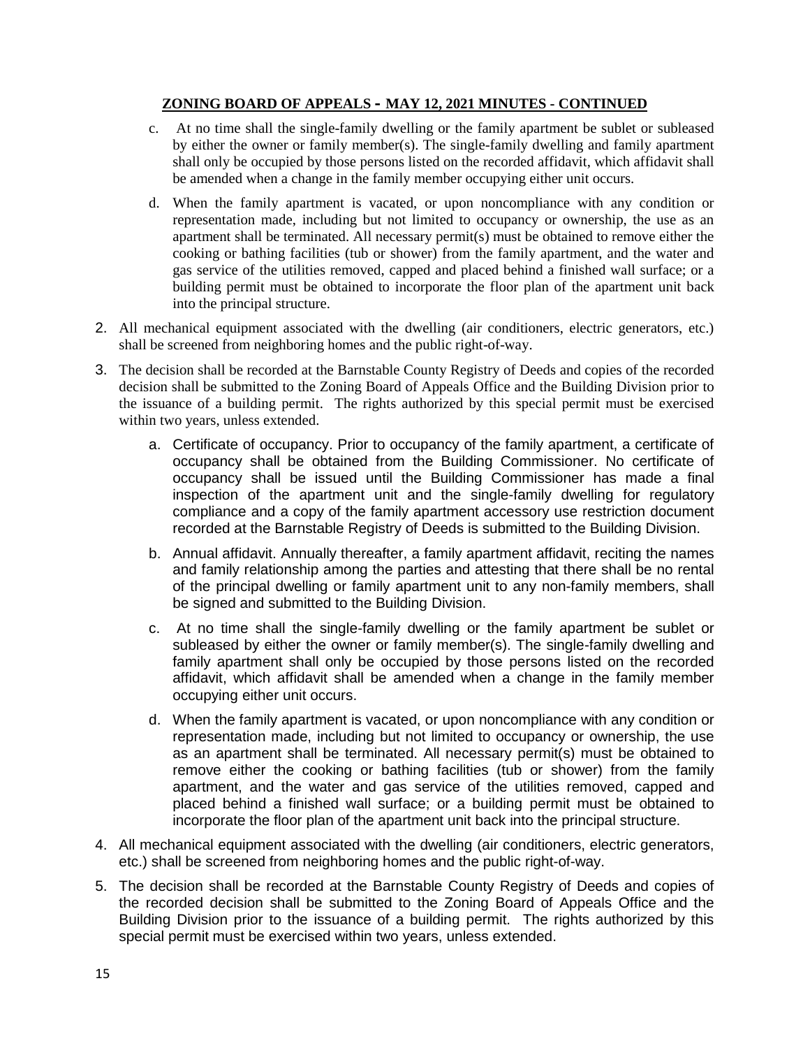**ZONING BOARD OF APPEALS - MAY 12, 2021 MINUTES - CONTINUED**

c. At no time shall the single-family dwelling or the family apartment be sublet or subleased by either the owner or family member(s). The single-family dwelling and family apartment shall only be occupied by those persons listed on the recorded affidavit, which affidavit shall be amended when a change in the family member occupying either unit occurs.

d. When the family apartment is vacated, or upon noncompliance with any condition or representation made, including but not limited to occupancy or ownership, the use as an apartment shall be terminated. All necessary permit(s) must be obtained to remove either the cooking or bathing facilities (tub or shower) from the family apartment, and the water and gas service of the utilities removed, capped and placed behind a finished wall surface; or a building permit must be obtained to incorporate the floor plan of the apartment unit back into the principal structure.

2. All mechanical equipment associated with the dwelling (air conditioners, electric generators, etc.) shall be screened from neighboring homes and the public right-of-way.

3. The decision shall be recorded at the Barnstable County Registry of Deeds and copies of the recorded decision shall be submitted to the Zoning Board of Appeals Office and the Building Division prior to the issuance of a building permit. The rights authorized by this special permit must be exercised within two years, unless extended.

   a. Certificate of occupancy. Prior to occupancy of the family apartment, a certificate of occupancy shall be obtained from the Building Commissioner. No certificate of occupancy shall be issued until the Building Commissioner has made a final inspection of the apartment unit and the single-family dwelling for regulatory compliance and a copy of the family apartment accessory use restriction document recorded at the Barnstable Registry of Deeds is submitted to the Building Division.

   b. Annual affidavit. Annually thereafter, a family apartment affidavit, reciting the names and family relationship among the parties and attesting that there shall be no rental of the principal dwelling or family apartment unit to any non-family members, shall be signed and submitted to the Building Division.

   c. At no time shall the single-family dwelling or the family apartment be sublet or subleased by either the owner or family member(s). The single-family dwelling and family apartment shall only be occupied by those persons listed on the recorded affidavit, which affidavit shall be amended when a change in the family member occupying either unit occurs.

   d. When the family apartment is vacated, or upon noncompliance with any condition or representation made, including but not limited to occupancy or ownership, the use as an apartment shall be terminated. All necessary permit(s) must be obtained to remove either the cooking or bathing facilities (tub or shower) from the family apartment, and the water and gas service of the utilities removed, capped and placed behind a finished wall surface; or a building permit must be obtained to incorporate the floor plan of the apartment unit back into the principal structure.

4. All mechanical equipment associated with the dwelling (air conditioners, electric generators, etc.) shall be screened from neighboring homes and the public right-of-way.

5. The decision shall be recorded at the Barnstable County Registry of Deeds and copies of the recorded decision shall be submitted to the Zoning Board of Appeals Office and the Building Division prior to the issuance of a building permit. The rights authorized by this special permit must be exercised within two years, unless extended.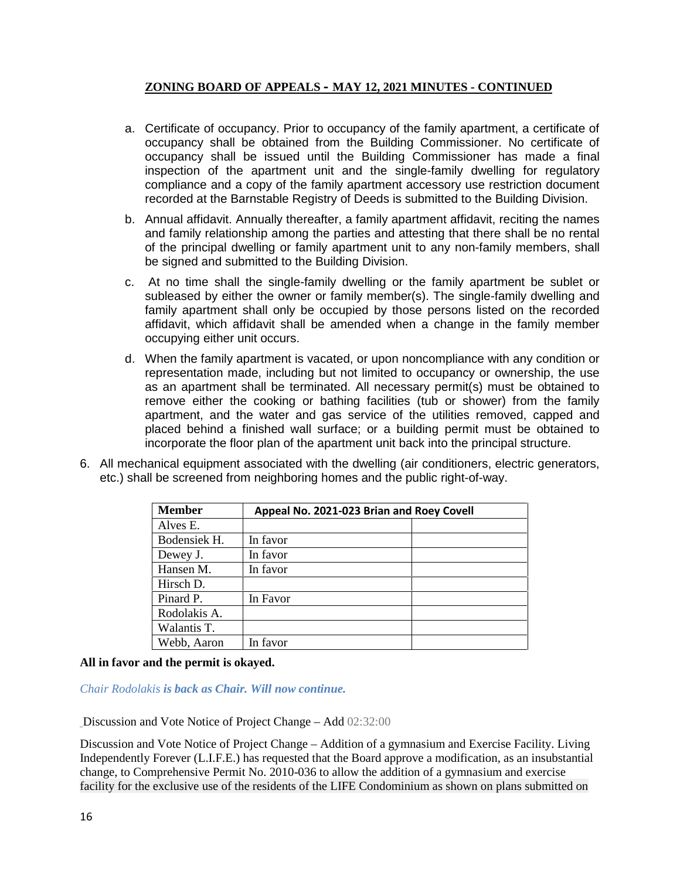## ZONING BOARD OF APPEALS - MAY 12, 2021 MINUTES - CONTINUED

a. Certificate of occupancy. Prior to occupancy of the family apartment, a certificate of occupancy shall be obtained from the Building Commissioner. No certificate of occupancy shall be issued until the Building Commissioner has made a final inspection of the apartment unit and the single-family dwelling for regulatory compliance and a copy of the family apartment accessory use restriction document recorded at the Barnstable Registry of Deeds is submitted to the Building Division.

b. Annual affidavit. Annually thereafter, a family apartment affidavit, reciting the names and family relationship among the parties and attesting that there shall be no rental of the principal dwelling or family apartment unit to any non-family members, shall be signed and submitted to the Building Division.

c. At no time shall the single-family dwelling or the family apartment be sublet or subleased by either the owner or family member(s). The single-family dwelling and family apartment shall only be occupied by those persons listed on the recorded affidavit, which affidavit shall be amended when a change in the family member occupying either unit occurs.

d. When the family apartment is vacated, or upon noncompliance with any condition or representation made, including but not limited to occupancy or ownership, the use as an apartment shall be terminated. All necessary permit(s) must be obtained to remove either the cooking or bathing facilities (tub or shower) from the family apartment, and the water and gas service of the utilities removed, capped and placed behind a finished wall surface; or a building permit must be obtained to incorporate the floor plan of the apartment unit back into the principal structure.

6. All mechanical equipment associated with the dwelling (air conditioners, electric generators, etc.) shall be screened from neighboring homes and the public right-of-way.

| Member | Appeal No. 2021-023 Brian and Roey Covell | |
|---|---|---|
| Alves E. | | |
| Bodensiek H. | In favor | |
| Dewey J. | In favor | |
| Hansen M. | In favor | |
| Hirsch D. | | |
| Pinard P. | In Favor | |
| Rodolakis A. | | |
| Walantis T. | | |
| Webb, Aaron | In favor | |

**All in favor and the permit is okayed.**

*Chair Rodolakis **is back as Chair. Will now continue.***

Discussion and Vote Notice of Project Change – Add 02:32:00

Discussion and Vote Notice of Project Change – Addition of a gymnasium and Exercise Facility. Living Independently Forever (L.I.F.E.) has requested that the Board approve a modification, as an insubstantial change, to Comprehensive Permit No. 2010-036 to allow the addition of a gymnasium and exercise facility for the exclusive use of the residents of the LIFE Condominium as shown on plans submitted on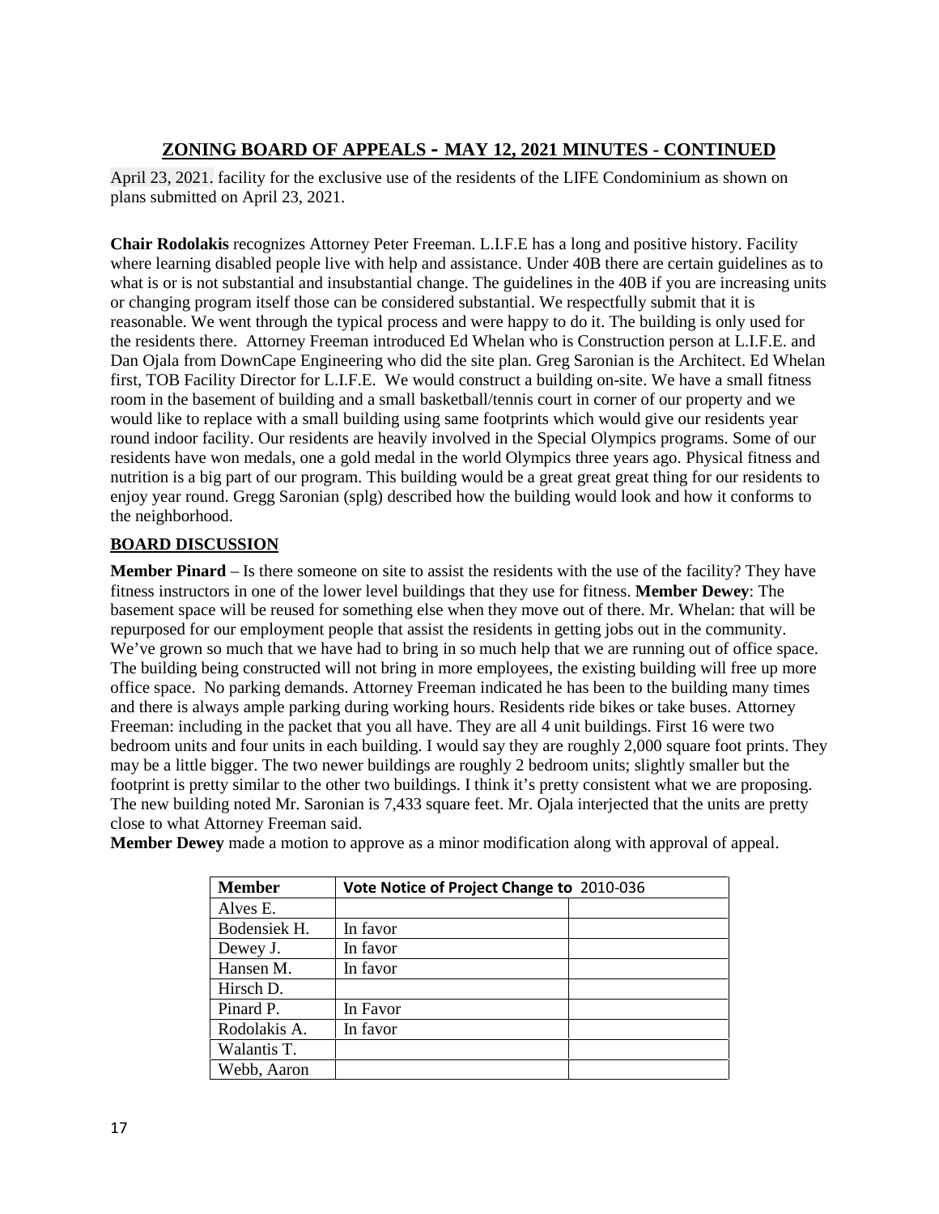## ZONING BOARD OF APPEALS - MAY 12, 2021 MINUTES - CONTINUED

April 23, 2021. facility for the exclusive use of the residents of the LIFE Condominium as shown on plans submitted on April 23, 2021.

**Chair Rodolakis** recognizes Attorney Peter Freeman. L.I.F.E has a long and positive history. Facility where learning disabled people live with help and assistance. Under 40B there are certain guidelines as to what is or is not substantial and insubstantial change. The guidelines in the 40B if you are increasing units or changing program itself those can be considered substantial. We respectfully submit that it is reasonable. We went through the typical process and were happy to do it. The building is only used for the residents there. Attorney Freeman introduced Ed Whelan who is Construction person at L.I.F.E. and Dan Ojala from DownCape Engineering who did the site plan. Greg Saronian is the Architect. Ed Whelan first, TOB Facility Director for L.I.F.E. We would construct a building on-site. We have a small fitness room in the basement of building and a small basketball/tennis court in corner of our property and we would like to replace with a small building using same footprints which would give our residents year round indoor facility. Our residents are heavily involved in the Special Olympics programs. Some of our residents have won medals, one a gold medal in the world Olympics three years ago. Physical fitness and nutrition is a big part of our program. This building would be a great great great thing for our residents to enjoy year round. Gregg Saronian (splg) described how the building would look and how it conforms to the neighborhood.

### BOARD DISCUSSION

**Member Pinard** – Is there someone on site to assist the residents with the use of the facility? They have fitness instructors in one of the lower level buildings that they use for fitness. **Member Dewey**: The basement space will be reused for something else when they move out of there. Mr. Whelan: that will be repurposed for our employment people that assist the residents in getting jobs out in the community. We've grown so much that we have had to bring in so much help that we are running out of office space. The building being constructed will not bring in more employees, the existing building will free up more office space. No parking demands. Attorney Freeman indicated he has been to the building many times and there is always ample parking during working hours. Residents ride bikes or take buses. Attorney Freeman: including in the packet that you all have. They are all 4 unit buildings. First 16 were two bedroom units and four units in each building. I would say they are roughly 2,000 square foot prints. They may be a little bigger. The two newer buildings are roughly 2 bedroom units; slightly smaller but the footprint is pretty similar to the other two buildings. I think it's pretty consistent what we are proposing. The new building noted Mr. Saronian is 7,433 square feet. Mr. Ojala interjected that the units are pretty close to what Attorney Freeman said.

**Member Dewey** made a motion to approve as a minor modification along with approval of appeal.

| Member | Vote Notice of Project Change to 2010-036 | |
|---|---|---|
| Alves E. | | |
| Bodensiek H. | In favor | |
| Dewey J. | In favor | |
| Hansen M. | In favor | |
| Hirsch D. | | |
| Pinard P. | In Favor | |
| Rodolakis A. | In favor | |
| Walantis T. | | |
| Webb, Aaron | | |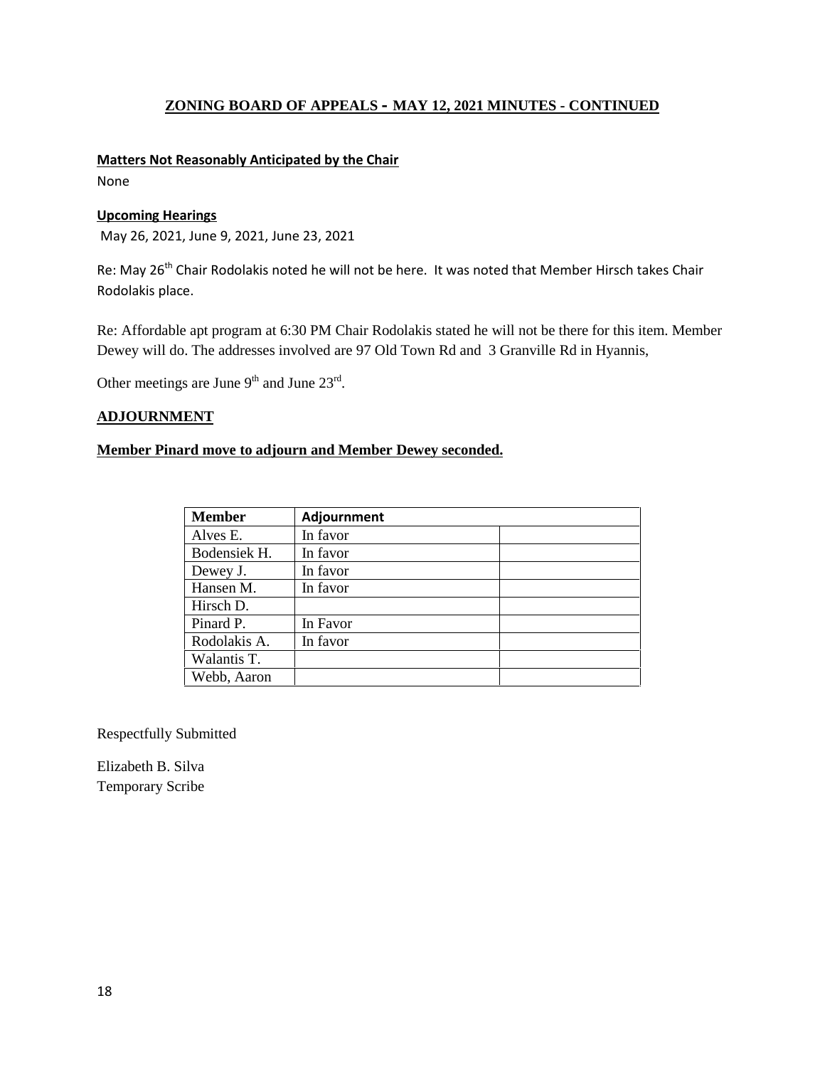## ZONING BOARD OF APPEALS - MAY 12, 2021 MINUTES - CONTINUED

**Matters Not Reasonably Anticipated by the Chair**

None

**Upcoming Hearings**

May 26, 2021, June 9, 2021, June 23, 2021

Re: May 26th Chair Rodolakis noted he will not be here. It was noted that Member Hirsch takes Chair Rodolakis place.

Re: Affordable apt program at 6:30 PM Chair Rodolakis stated he will not be there for this item. Member Dewey will do. The addresses involved are 97 Old Town Rd and 3 Granville Rd in Hyannis,

Other meetings are June 9th and June 23rd.

**ADJOURNMENT**

**Member Pinard move to adjourn and Member Dewey seconded.**

| Member | Adjournment | |
|---|---|---|
| Alves E. | In favor | |
| Bodensiek H. | In favor | |
| Dewey J. | In favor | |
| Hansen M. | In favor | |
| Hirsch D. | | |
| Pinard P. | In Favor | |
| Rodolakis A. | In favor | |
| Walantis T. | | |
| Webb, Aaron | | |

Respectfully Submitted

Elizabeth B. Silva
Temporary Scribe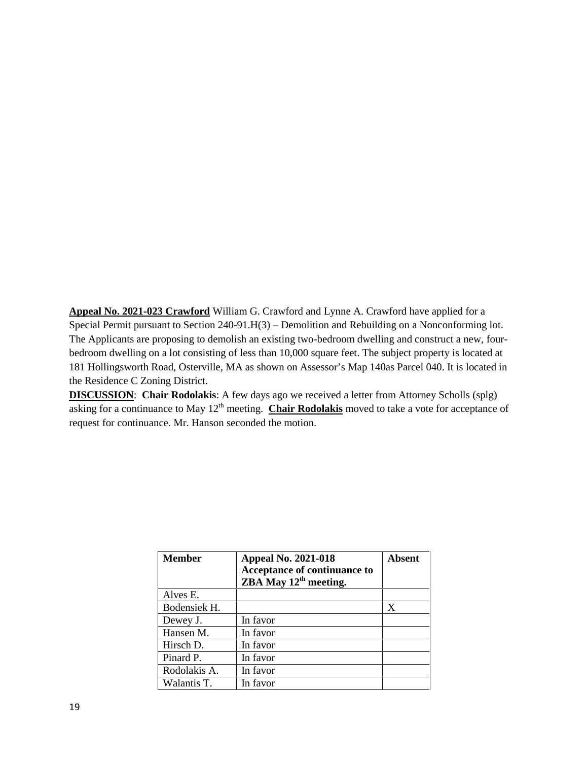**Appeal No. 2021-023 Crawford** William G. Crawford and Lynne A. Crawford have applied for a Special Permit pursuant to Section 240-91.H(3) – Demolition and Rebuilding on a Nonconforming lot. The Applicants are proposing to demolish an existing two-bedroom dwelling and construct a new, four-bedroom dwelling on a lot consisting of less than 10,000 square feet. The subject property is located at 181 Hollingsworth Road, Osterville, MA as shown on Assessor's Map 140as Parcel 040. It is located in the Residence C Zoning District.

**DISCUSSION**: **Chair Rodolakis**: A few days ago we received a letter from Attorney Scholls (splg) asking for a continuance to May 12th meeting. **Chair Rodolakis** moved to take a vote for acceptance of request for continuance. Mr. Hanson seconded the motion.

| Member | Appeal No. 2021-018 Acceptance of continuance to ZBA May 12th meeting. | Absent |
|---|---|---|
| Alves E. | | |
| Bodensiek H. | | X |
| Dewey J. | In favor | |
| Hansen M. | In favor | |
| Hirsch D. | In favor | |
| Pinard P. | In favor | |
| Rodolakis A. | In favor | |
| Walantis T. | In favor | |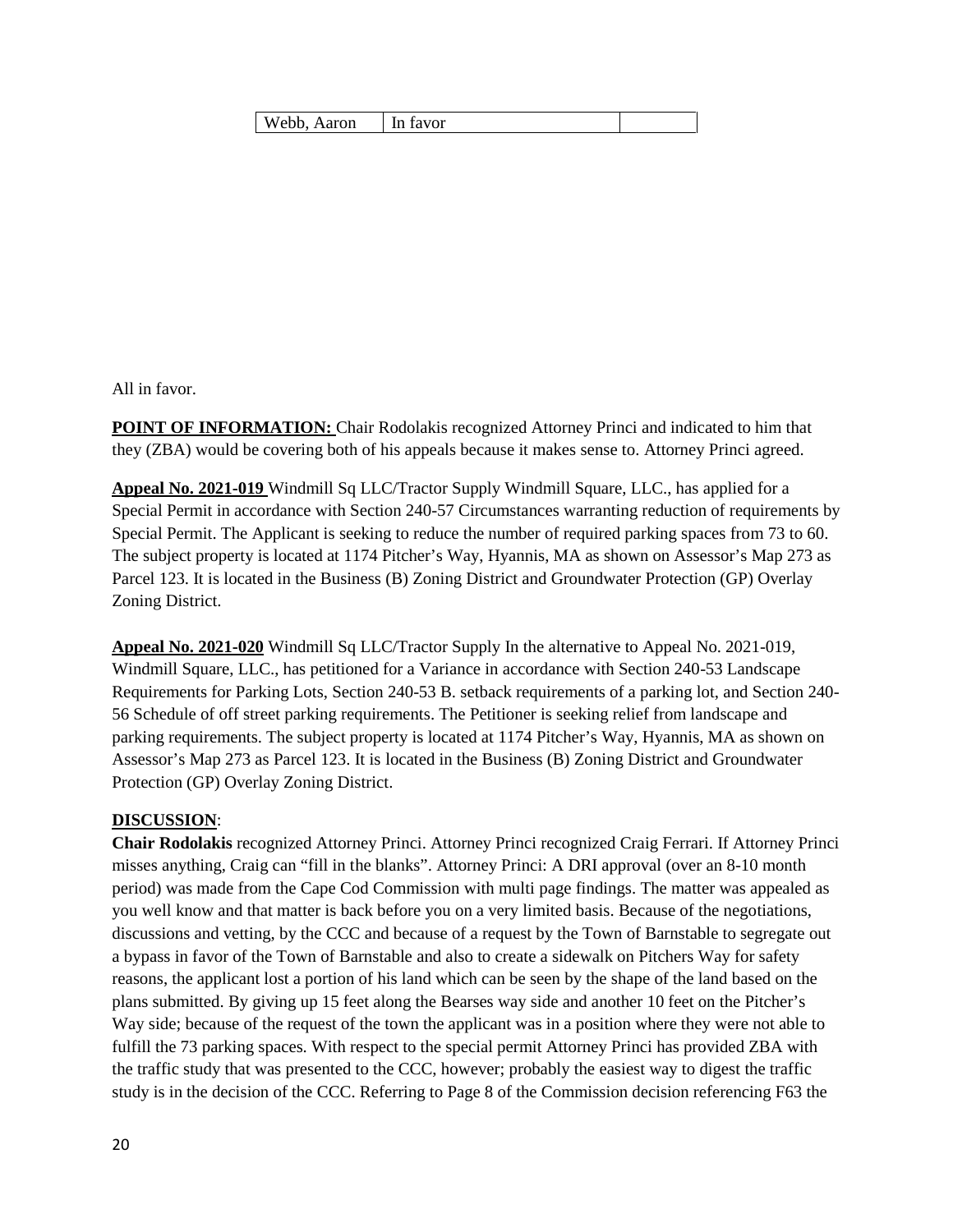| Webb, Aaron | In favor | |
|---|---|---|

All in favor.

**POINT OF INFORMATION:** Chair Rodolakis recognized Attorney Princi and indicated to him that they (ZBA) would be covering both of his appeals because it makes sense to. Attorney Princi agreed.

**Appeal No. 2021-019** Windmill Sq LLC/Tractor Supply Windmill Square, LLC., has applied for a Special Permit in accordance with Section 240-57 Circumstances warranting reduction of requirements by Special Permit. The Applicant is seeking to reduce the number of required parking spaces from 73 to 60. The subject property is located at 1174 Pitcher's Way, Hyannis, MA as shown on Assessor's Map 273 as Parcel 123. It is located in the Business (B) Zoning District and Groundwater Protection (GP) Overlay Zoning District.

**Appeal No. 2021-020** Windmill Sq LLC/Tractor Supply In the alternative to Appeal No. 2021-019, Windmill Square, LLC., has petitioned for a Variance in accordance with Section 240-53 Landscape Requirements for Parking Lots, Section 240-53 B. setback requirements of a parking lot, and Section 240-56 Schedule of off street parking requirements. The Petitioner is seeking relief from landscape and parking requirements. The subject property is located at 1174 Pitcher's Way, Hyannis, MA as shown on Assessor's Map 273 as Parcel 123. It is located in the Business (B) Zoning District and Groundwater Protection (GP) Overlay Zoning District.

**DISCUSSION**:

**Chair Rodolakis** recognized Attorney Princi. Attorney Princi recognized Craig Ferrari. If Attorney Princi misses anything, Craig can "fill in the blanks". Attorney Princi: A DRI approval (over an 8-10 month period) was made from the Cape Cod Commission with multi page findings. The matter was appealed as you well know and that matter is back before you on a very limited basis. Because of the negotiations, discussions and vetting, by the CCC and because of a request by the Town of Barnstable to segregate out a bypass in favor of the Town of Barnstable and also to create a sidewalk on Pitchers Way for safety reasons, the applicant lost a portion of his land which can be seen by the shape of the land based on the plans submitted. By giving up 15 feet along the Bearses way side and another 10 feet on the Pitcher's Way side; because of the request of the town the applicant was in a position where they were not able to fulfill the 73 parking spaces. With respect to the special permit Attorney Princi has provided ZBA with the traffic study that was presented to the CCC, however; probably the easiest way to digest the traffic study is in the decision of the CCC. Referring to Page 8 of the Commission decision referencing F63 the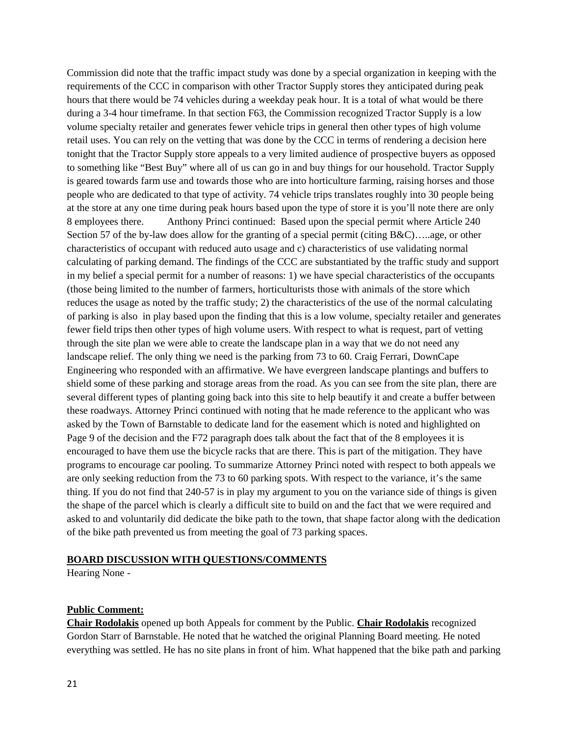Commission did note that the traffic impact study was done by a special organization in keeping with the requirements of the CCC in comparison with other Tractor Supply stores they anticipated during peak hours that there would be 74 vehicles during a weekday peak hour. It is a total of what would be there during a 3-4 hour timeframe. In that section F63, the Commission recognized Tractor Supply is a low volume specialty retailer and generates fewer vehicle trips in general then other types of high volume retail uses. You can rely on the vetting that was done by the CCC in terms of rendering a decision here tonight that the Tractor Supply store appeals to a very limited audience of prospective buyers as opposed to something like "Best Buy" where all of us can go in and buy things for our household. Tractor Supply is geared towards farm use and towards those who are into horticulture farming, raising horses and those people who are dedicated to that type of activity. 74 vehicle trips translates roughly into 30 people being at the store at any one time during peak hours based upon the type of store it is you'll note there are only 8 employees there. Anthony Princi continued: Based upon the special permit where Article 240 Section 57 of the by-law does allow for the granting of a special permit (citing B&C)…..age, or other characteristics of occupant with reduced auto usage and c) characteristics of use validating normal calculating of parking demand. The findings of the CCC are substantiated by the traffic study and support in my belief a special permit for a number of reasons: 1) we have special characteristics of the occupants (those being limited to the number of farmers, horticulturists those with animals of the store which reduces the usage as noted by the traffic study; 2) the characteristics of the use of the normal calculating of parking is also in play based upon the finding that this is a low volume, specialty retailer and generates fewer field trips then other types of high volume users. With respect to what is request, part of vetting through the site plan we were able to create the landscape plan in a way that we do not need any landscape relief. The only thing we need is the parking from 73 to 60. Craig Ferrari, DownCape Engineering who responded with an affirmative. We have evergreen landscape plantings and buffers to shield some of these parking and storage areas from the road. As you can see from the site plan, there are several different types of planting going back into this site to help beautify it and create a buffer between these roadways. Attorney Princi continued with noting that he made reference to the applicant who was asked by the Town of Barnstable to dedicate land for the easement which is noted and highlighted on Page 9 of the decision and the F72 paragraph does talk about the fact that of the 8 employees it is encouraged to have them use the bicycle racks that are there. This is part of the mitigation. They have programs to encourage car pooling. To summarize Attorney Princi noted with respect to both appeals we are only seeking reduction from the 73 to 60 parking spots. With respect to the variance, it's the same thing. If you do not find that 240-57 is in play my argument to you on the variance side of things is given the shape of the parcel which is clearly a difficult site to build on and the fact that we were required and asked to and voluntarily did dedicate the bike path to the town, that shape factor along with the dedication of the bike path prevented us from meeting the goal of 73 parking spaces.

**BOARD DISCUSSION WITH QUESTIONS/COMMENTS**

Hearing None -

**Public Comment:**

**Chair Rodolakis** opened up both Appeals for comment by the Public. **Chair Rodolakis** recognized Gordon Starr of Barnstable. He noted that he watched the original Planning Board meeting. He noted everything was settled. He has no site plans in front of him. What happened that the bike path and parking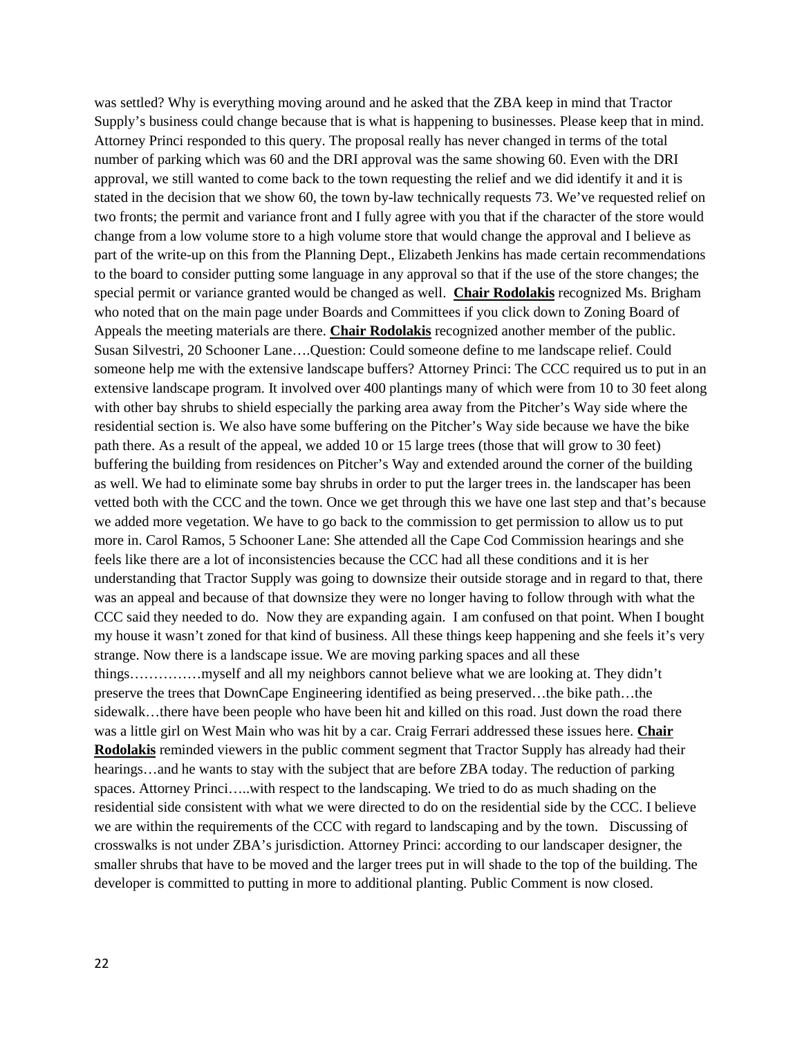was settled? Why is everything moving around and he asked that the ZBA keep in mind that Tractor Supply's business could change because that is what is happening to businesses. Please keep that in mind. Attorney Princi responded to this query. The proposal really has never changed in terms of the total number of parking which was 60 and the DRI approval was the same showing 60. Even with the DRI approval, we still wanted to come back to the town requesting the relief and we did identify it and it is stated in the decision that we show 60, the town by-law technically requests 73. We've requested relief on two fronts; the permit and variance front and I fully agree with you that if the character of the store would change from a low volume store to a high volume store that would change the approval and I believe as part of the write-up on this from the Planning Dept., Elizabeth Jenkins has made certain recommendations to the board to consider putting some language in any approval so that if the use of the store changes; the special permit or variance granted would be changed as well. **Chair Rodolakis** recognized Ms. Brigham who noted that on the main page under Boards and Committees if you click down to Zoning Board of Appeals the meeting materials are there. **Chair Rodolakis** recognized another member of the public. Susan Silvestri, 20 Schooner Lane….Question: Could someone define to me landscape relief. Could someone help me with the extensive landscape buffers? Attorney Princi: The CCC required us to put in an extensive landscape program. It involved over 400 plantings many of which were from 10 to 30 feet along with other bay shrubs to shield especially the parking area away from the Pitcher's Way side where the residential section is. We also have some buffering on the Pitcher's Way side because we have the bike path there. As a result of the appeal, we added 10 or 15 large trees (those that will grow to 30 feet) buffering the building from residences on Pitcher's Way and extended around the corner of the building as well. We had to eliminate some bay shrubs in order to put the larger trees in. the landscaper has been vetted both with the CCC and the town. Once we get through this we have one last step and that's because we added more vegetation. We have to go back to the commission to get permission to allow us to put more in. Carol Ramos, 5 Schooner Lane: She attended all the Cape Cod Commission hearings and she feels like there are a lot of inconsistencies because the CCC had all these conditions and it is her understanding that Tractor Supply was going to downsize their outside storage and in regard to that, there was an appeal and because of that downsize they were no longer having to follow through with what the CCC said they needed to do. Now they are expanding again. I am confused on that point. When I bought my house it wasn't zoned for that kind of business. All these things keep happening and she feels it's very strange. Now there is a landscape issue. We are moving parking spaces and all these things……………myself and all my neighbors cannot believe what we are looking at. They didn't preserve the trees that DownCape Engineering identified as being preserved…the bike path…the sidewalk…there have been people who have been hit and killed on this road. Just down the road there was a little girl on West Main who was hit by a car. Craig Ferrari addressed these issues here. **Chair Rodolakis** reminded viewers in the public comment segment that Tractor Supply has already had their hearings…and he wants to stay with the subject that are before ZBA today. The reduction of parking spaces. Attorney Princi…..with respect to the landscaping. We tried to do as much shading on the residential side consistent with what we were directed to do on the residential side by the CCC. I believe we are within the requirements of the CCC with regard to landscaping and by the town. Discussing of crosswalks is not under ZBA's jurisdiction. Attorney Princi: according to our landscaper designer, the smaller shrubs that have to be moved and the larger trees put in will shade to the top of the building. The developer is committed to putting in more to additional planting. Public Comment is now closed.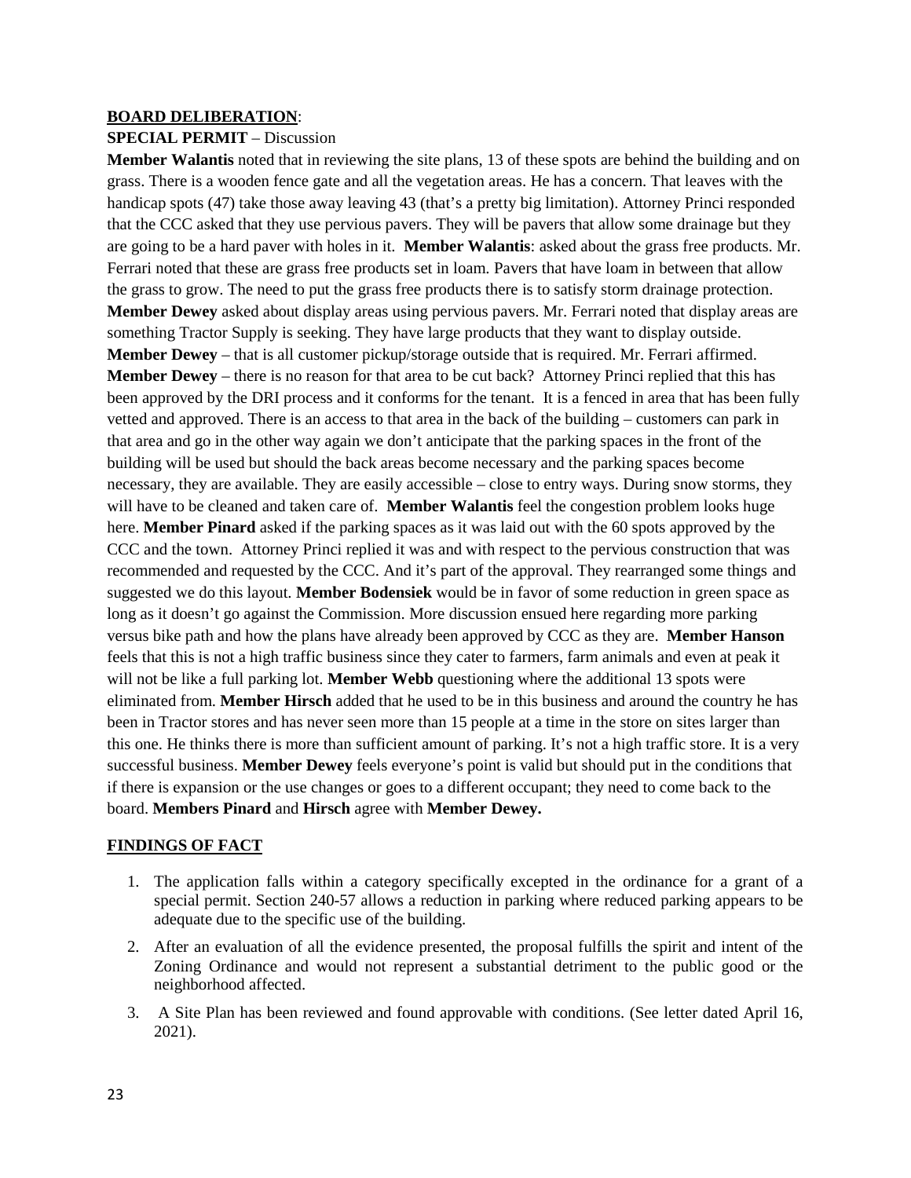**BOARD DELIBERATION**:

**SPECIAL PERMIT** – Discussion

**Member Walantis** noted that in reviewing the site plans, 13 of these spots are behind the building and on grass. There is a wooden fence gate and all the vegetation areas. He has a concern. That leaves with the handicap spots (47) take those away leaving 43 (that's a pretty big limitation). Attorney Princi responded that the CCC asked that they use pervious pavers. They will be pavers that allow some drainage but they are going to be a hard paver with holes in it. **Member Walantis**: asked about the grass free products. Mr. Ferrari noted that these are grass free products set in loam. Pavers that have loam in between that allow the grass to grow. The need to put the grass free products there is to satisfy storm drainage protection. **Member Dewey** asked about display areas using pervious pavers. Mr. Ferrari noted that display areas are something Tractor Supply is seeking. They have large products that they want to display outside. **Member Dewey** – that is all customer pickup/storage outside that is required. Mr. Ferrari affirmed. **Member Dewey** – there is no reason for that area to be cut back? Attorney Princi replied that this has been approved by the DRI process and it conforms for the tenant. It is a fenced in area that has been fully vetted and approved. There is an access to that area in the back of the building – customers can park in that area and go in the other way again we don't anticipate that the parking spaces in the front of the building will be used but should the back areas become necessary and the parking spaces become necessary, they are available. They are easily accessible – close to entry ways. During snow storms, they will have to be cleaned and taken care of. **Member Walantis** feel the congestion problem looks huge here. **Member Pinard** asked if the parking spaces as it was laid out with the 60 spots approved by the CCC and the town. Attorney Princi replied it was and with respect to the pervious construction that was recommended and requested by the CCC. And it's part of the approval. They rearranged some things and suggested we do this layout. **Member Bodensiek** would be in favor of some reduction in green space as long as it doesn't go against the Commission. More discussion ensued here regarding more parking versus bike path and how the plans have already been approved by CCC as they are. **Member Hanson** feels that this is not a high traffic business since they cater to farmers, farm animals and even at peak it will not be like a full parking lot. **Member Webb** questioning where the additional 13 spots were eliminated from. **Member Hirsch** added that he used to be in this business and around the country he has been in Tractor stores and has never seen more than 15 people at a time in the store on sites larger than this one. He thinks there is more than sufficient amount of parking. It's not a high traffic store. It is a very successful business. **Member Dewey** feels everyone's point is valid but should put in the conditions that if there is expansion or the use changes or goes to a different occupant; they need to come back to the board. **Members Pinard** and **Hirsch** agree with **Member Dewey.**

**FINDINGS OF FACT**

1. The application falls within a category specifically excepted in the ordinance for a grant of a special permit. Section 240-57 allows a reduction in parking where reduced parking appears to be adequate due to the specific use of the building.
2. After an evaluation of all the evidence presented, the proposal fulfills the spirit and intent of the Zoning Ordinance and would not represent a substantial detriment to the public good or the neighborhood affected.
3. A Site Plan has been reviewed and found approvable with conditions. (See letter dated April 16, 2021).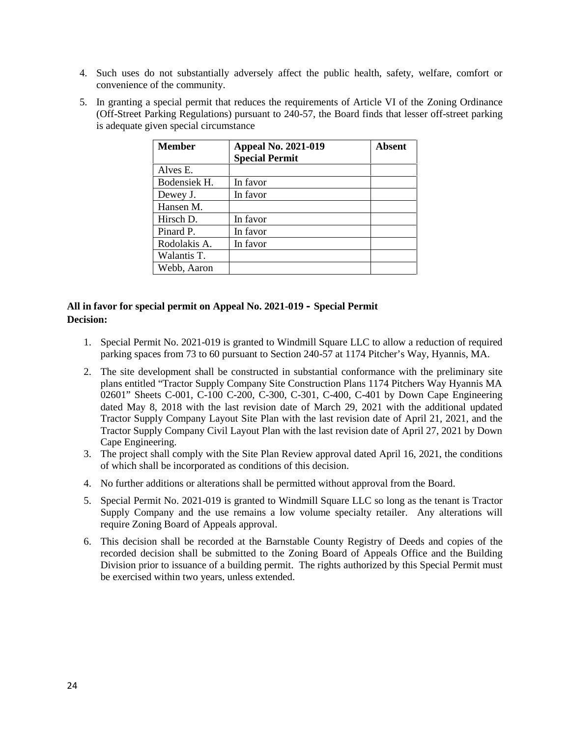4. Such uses do not substantially adversely affect the public health, safety, welfare, comfort or convenience of the community.
5. In granting a special permit that reduces the requirements of Article VI of the Zoning Ordinance (Off-Street Parking Regulations) pursuant to 240-57, the Board finds that lesser off-street parking is adequate given special circumstance

| Member | Appeal No. 2021-019 Special Permit | Absent |
|---|---|---|
| Alves E. | | |
| Bodensiek H. | In favor | |
| Dewey J. | In favor | |
| Hansen M. | | |
| Hirsch D. | In favor | |
| Pinard P. | In favor | |
| Rodolakis A. | In favor | |
| Walantis T. | | |
| Webb, Aaron | | |

**All in favor for special permit on Appeal No. 2021-019 - Special Permit**
**Decision:**

1. Special Permit No. 2021-019 is granted to Windmill Square LLC to allow a reduction of required parking spaces from 73 to 60 pursuant to Section 240-57 at 1174 Pitcher's Way, Hyannis, MA.
2. The site development shall be constructed in substantial conformance with the preliminary site plans entitled "Tractor Supply Company Site Construction Plans 1174 Pitchers Way Hyannis MA 02601" Sheets C-001, C-100 C-200, C-300, C-301, C-400, C-401 by Down Cape Engineering dated May 8, 2018 with the last revision date of March 29, 2021 with the additional updated Tractor Supply Company Layout Site Plan with the last revision date of April 21, 2021, and the Tractor Supply Company Civil Layout Plan with the last revision date of April 27, 2021 by Down Cape Engineering.
3. The project shall comply with the Site Plan Review approval dated April 16, 2021, the conditions of which shall be incorporated as conditions of this decision.
4. No further additions or alterations shall be permitted without approval from the Board.
5. Special Permit No. 2021-019 is granted to Windmill Square LLC so long as the tenant is Tractor Supply Company and the use remains a low volume specialty retailer. Any alterations will require Zoning Board of Appeals approval.
6. This decision shall be recorded at the Barnstable County Registry of Deeds and copies of the recorded decision shall be submitted to the Zoning Board of Appeals Office and the Building Division prior to issuance of a building permit. The rights authorized by this Special Permit must be exercised within two years, unless extended.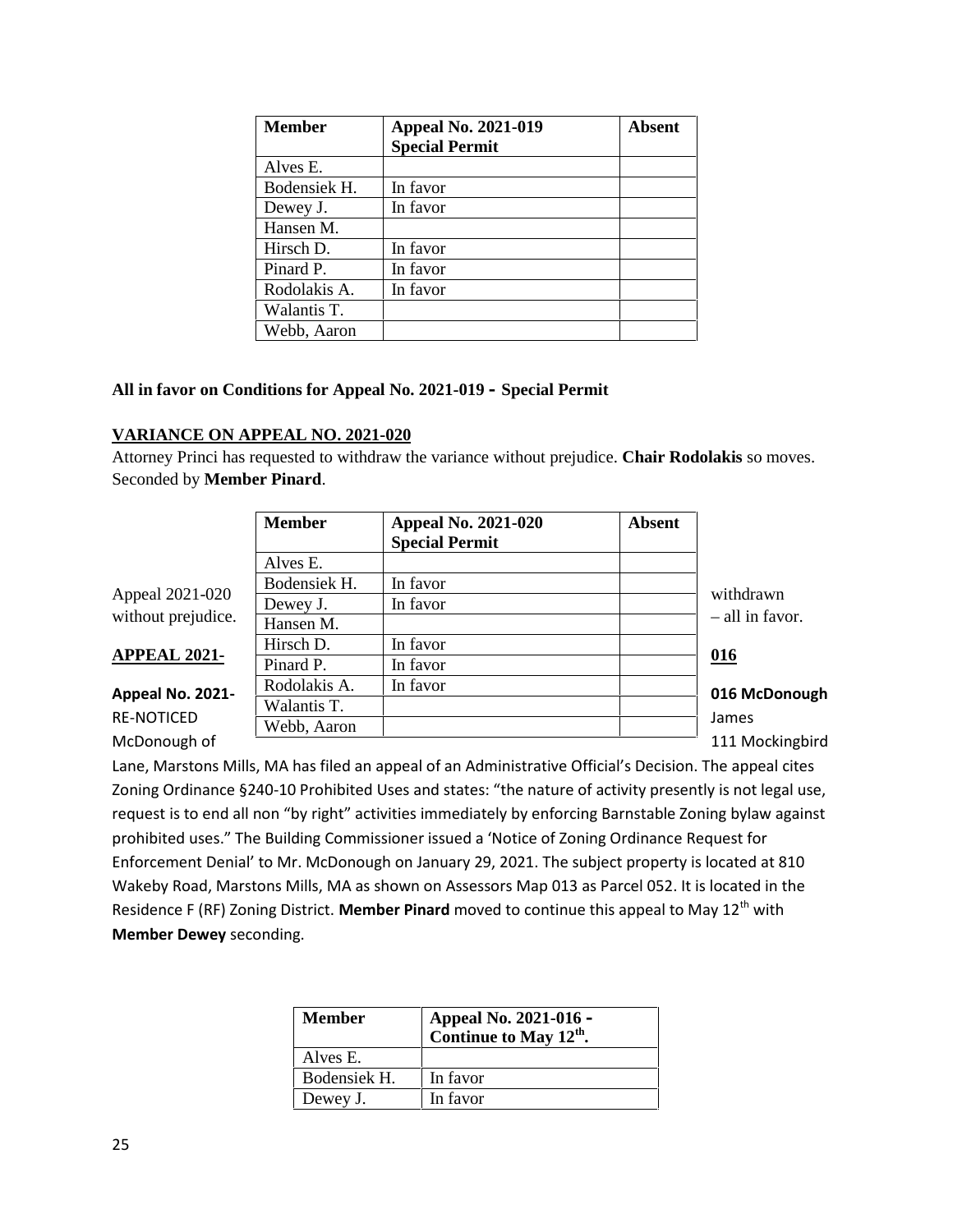| Member | Appeal No. 2021-019 Special Permit | Absent |
|---|---|---|
| Alves E. | | |
| Bodensiek H. | In favor | |
| Dewey J. | In favor | |
| Hansen M. | | |
| Hirsch D. | In favor | |
| Pinard P. | In favor | |
| Rodolakis A. | In favor | |
| Walantis T. | | |
| Webb, Aaron | | |

**All in favor on Conditions for Appeal No. 2021-019 - Special Permit**

**VARIANCE ON APPEAL NO. 2021-020**

Attorney Princi has requested to withdraw the variance without prejudice. **Chair Rodolakis** so moves. Seconded by **Member Pinard**.

| Member | Appeal No. 2021-020 Special Permit | Absent |
|---|---|---|
| Alves E. | | |
| Bodensiek H. | In favor | |
| Dewey J. | In favor | |
| Hansen M. | | |
| Hirsch D. | In favor | |
| Pinard P. | In favor | |
| Rodolakis A. | In favor | |
| Walantis T. | | |
| Webb, Aaron | | |

Appeal 2021-020 withdrawn without prejudice. – all in favor.

**APPEAL 2021-016**

**Appeal No. 2021-016 McDonough**

RE-NOTICED James McDonough of 111 Mockingbird Lane, Marstons Mills, MA has filed an appeal of an Administrative Official's Decision. The appeal cites Zoning Ordinance §240-10 Prohibited Uses and states: "the nature of activity presently is not legal use, request is to end all non "by right" activities immediately by enforcing Barnstable Zoning bylaw against prohibited uses." The Building Commissioner issued a 'Notice of Zoning Ordinance Request for Enforcement Denial' to Mr. McDonough on January 29, 2021. The subject property is located at 810 Wakeby Road, Marstons Mills, MA as shown on Assessors Map 013 as Parcel 052. It is located in the Residence F (RF) Zoning District. **Member Pinard** moved to continue this appeal to May 12th with **Member Dewey** seconding.

| Member | Appeal No. 2021-016 - Continue to May 12th. |
|---|---|
| Alves E. | |
| Bodensiek H. | In favor |
| Dewey J. | In favor |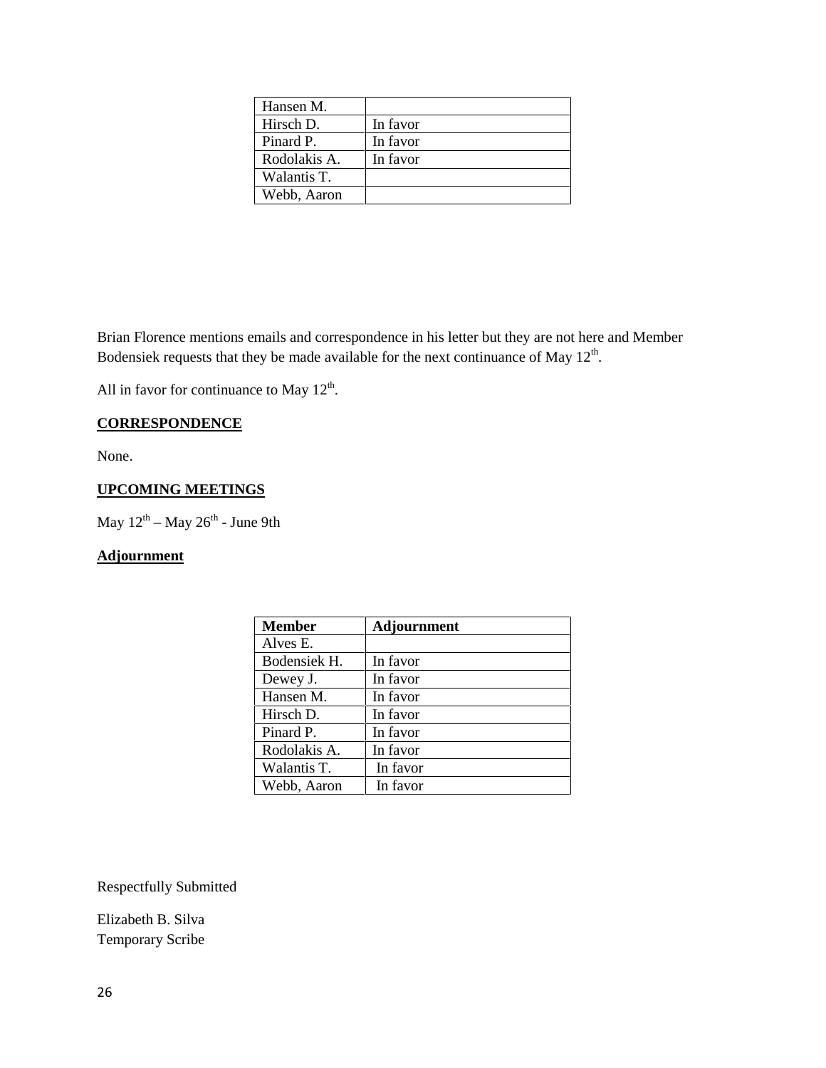| | |
|---|---|
| Hansen M. | |
| Hirsch D. | In favor |
| Pinard P. | In favor |
| Rodolakis A. | In favor |
| Walantis T. | |
| Webb, Aaron | |

Brian Florence mentions emails and correspondence in his letter but they are not here and Member Bodensiek requests that they be made available for the next continuance of May 12th.

All in favor for continuance to May 12th.

**CORRESPONDENCE**

None.

**UPCOMING MEETINGS**

May 12th – May 26th - June 9th

**Adjournment**

| Member | Adjournment |
|---|---|
| Alves E. | |
| Bodensiek H. | In favor |
| Dewey J. | In favor |
| Hansen M. | In favor |
| Hirsch D. | In favor |
| Pinard P. | In favor |
| Rodolakis A. | In favor |
| Walantis T. | In favor |
| Webb, Aaron | In favor |

Respectfully Submitted

Elizabeth B. Silva
Temporary Scribe